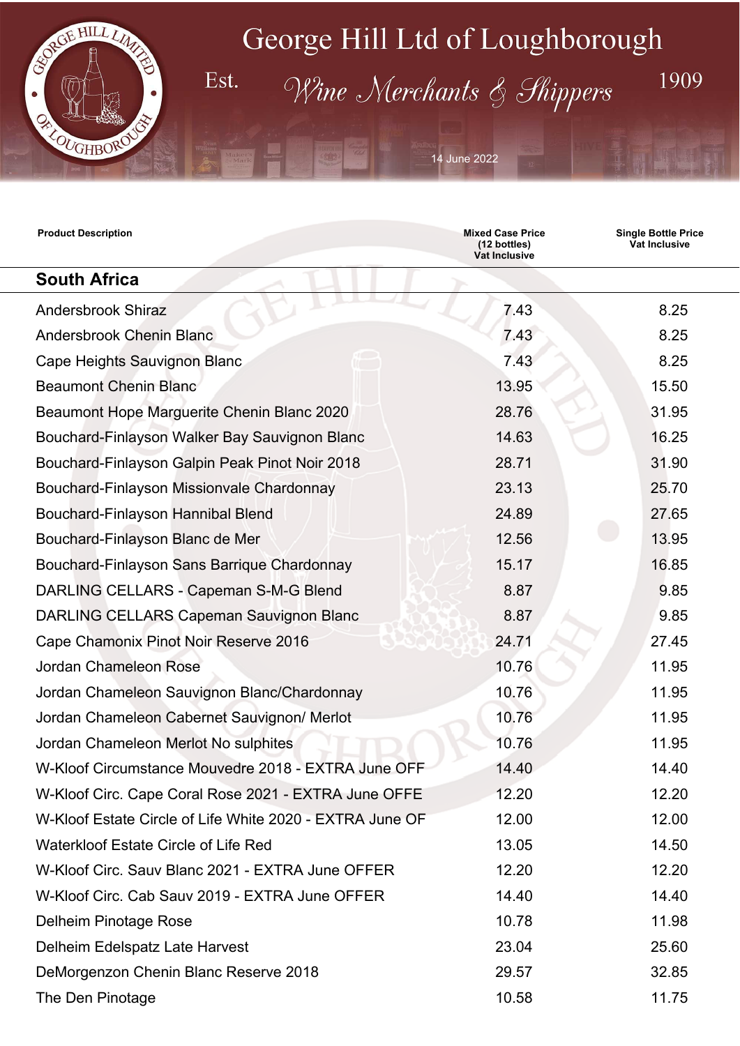# George Hill Ltd of Loughborough

Est. *Wine Merchants & Shippers* 1909

14 June 2022

| Product Description | Mixed Case Price (12 bottles) Vat Inclusive | Single Bottle Price Vat Inclusive |
|---|---|---|
| **South Africa** | | |
| Andersbrook Shiraz | 7.43 | 8.25 |
| Andersbrook Chenin Blanc | 7.43 | 8.25 |
| Cape Heights Sauvignon Blanc | 7.43 | 8.25 |
| Beaumont Chenin Blanc | 13.95 | 15.50 |
| Beaumont Hope Marguerite Chenin Blanc 2020 | 28.76 | 31.95 |
| Bouchard-Finlayson Walker Bay Sauvignon Blanc | 14.63 | 16.25 |
| Bouchard-Finlayson Galpin Peak Pinot Noir 2018 | 28.71 | 31.90 |
| Bouchard-Finlayson Missionvale Chardonnay | 23.13 | 25.70 |
| Bouchard-Finlayson Hannibal Blend | 24.89 | 27.65 |
| Bouchard-Finlayson Blanc de Mer | 12.56 | 13.95 |
| Bouchard-Finlayson Sans Barrique Chardonnay | 15.17 | 16.85 |
| DARLING CELLARS - Capeman S-M-G Blend | 8.87 | 9.85 |
| DARLING CELLARS Capeman Sauvignon Blanc | 8.87 | 9.85 |
| Cape Chamonix Pinot Noir Reserve 2016 | 24.71 | 27.45 |
| Jordan Chameleon Rose | 10.76 | 11.95 |
| Jordan Chameleon Sauvignon Blanc/Chardonnay | 10.76 | 11.95 |
| Jordan Chameleon Cabernet Sauvignon/ Merlot | 10.76 | 11.95 |
| Jordan Chameleon Merlot No sulphites | 10.76 | 11.95 |
| W-Kloof Circumstance Mouvedre 2018 - EXTRA June OFF | 14.40 | 14.40 |
| W-Kloof Circ. Cape Coral Rose 2021 - EXTRA June OFFE | 12.20 | 12.20 |
| W-Kloof Estate Circle of Life White 2020 - EXTRA June OF | 12.00 | 12.00 |
| Waterkloof Estate Circle of Life Red | 13.05 | 14.50 |
| W-Kloof Circ. Sauv Blanc 2021 - EXTRA June OFFER | 12.20 | 12.20 |
| W-Kloof Circ. Cab Sauv 2019 - EXTRA June OFFER | 14.40 | 14.40 |
| Delheim Pinotage Rose | 10.78 | 11.98 |
| Delheim Edelspatz Late Harvest | 23.04 | 25.60 |
| DeMorgenzon Chenin Blanc Reserve 2018 | 29.57 | 32.85 |
| The Den Pinotage | 10.58 | 11.75 |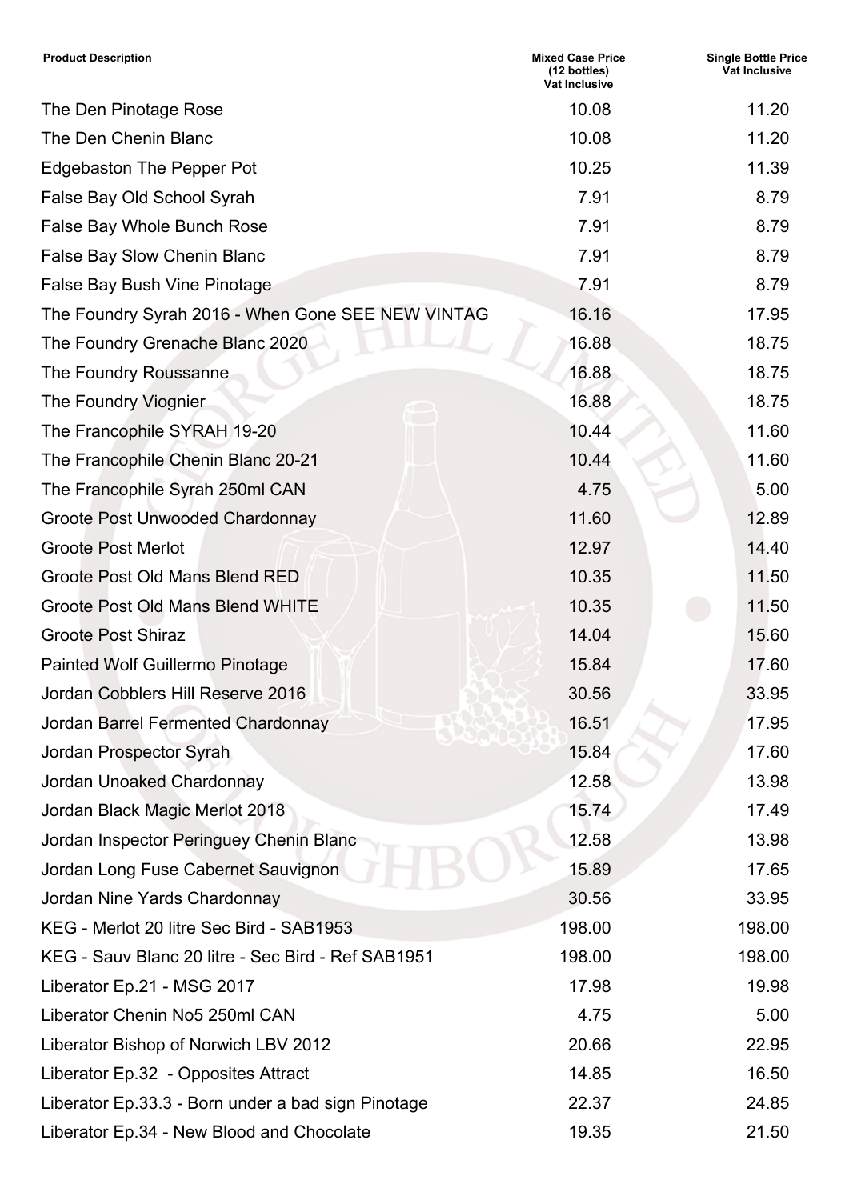| Product Description | Mixed Case Price (12 bottles) Vat Inclusive | Single Bottle Price Vat Inclusive |
|---|---|---|
| The Den Pinotage Rose | 10.08 | 11.20 |
| The Den Chenin Blanc | 10.08 | 11.20 |
| Edgebaston The Pepper Pot | 10.25 | 11.39 |
| False Bay Old School Syrah | 7.91 | 8.79 |
| False Bay Whole Bunch Rose | 7.91 | 8.79 |
| False Bay Slow Chenin Blanc | 7.91 | 8.79 |
| False Bay Bush Vine Pinotage | 7.91 | 8.79 |
| The Foundry Syrah 2016 - When Gone SEE NEW VINTAG | 16.16 | 17.95 |
| The Foundry Grenache Blanc 2020 | 16.88 | 18.75 |
| The Foundry Roussanne | 16.88 | 18.75 |
| The Foundry Viognier | 16.88 | 18.75 |
| The Francophile SYRAH 19-20 | 10.44 | 11.60 |
| The Francophile Chenin Blanc 20-21 | 10.44 | 11.60 |
| The Francophile Syrah 250ml CAN | 4.75 | 5.00 |
| Groote Post Unwooded Chardonnay | 11.60 | 12.89 |
| Groote Post Merlot | 12.97 | 14.40 |
| Groote Post Old Mans Blend RED | 10.35 | 11.50 |
| Groote Post Old Mans Blend WHITE | 10.35 | 11.50 |
| Groote Post Shiraz | 14.04 | 15.60 |
| Painted Wolf Guillermo Pinotage | 15.84 | 17.60 |
| Jordan Cobblers Hill Reserve 2016 | 30.56 | 33.95 |
| Jordan Barrel Fermented Chardonnay | 16.51 | 17.95 |
| Jordan Prospector Syrah | 15.84 | 17.60 |
| Jordan Unoaked Chardonnay | 12.58 | 13.98 |
| Jordan Black Magic Merlot 2018 | 15.74 | 17.49 |
| Jordan Inspector Peringuey Chenin Blanc | 12.58 | 13.98 |
| Jordan Long Fuse Cabernet Sauvignon | 15.89 | 17.65 |
| Jordan Nine Yards Chardonnay | 30.56 | 33.95 |
| KEG - Merlot 20 litre Sec Bird - SAB1953 | 198.00 | 198.00 |
| KEG - Sauv Blanc 20 litre - Sec Bird - Ref SAB1951 | 198.00 | 198.00 |
| Liberator Ep.21 - MSG 2017 | 17.98 | 19.98 |
| Liberator Chenin No5 250ml CAN | 4.75 | 5.00 |
| Liberator Bishop of Norwich LBV 2012 | 20.66 | 22.95 |
| Liberator Ep.32 - Opposites Attract | 14.85 | 16.50 |
| Liberator Ep.33.3 - Born under a bad sign Pinotage | 22.37 | 24.85 |
| Liberator Ep.34 - New Blood and Chocolate | 19.35 | 21.50 |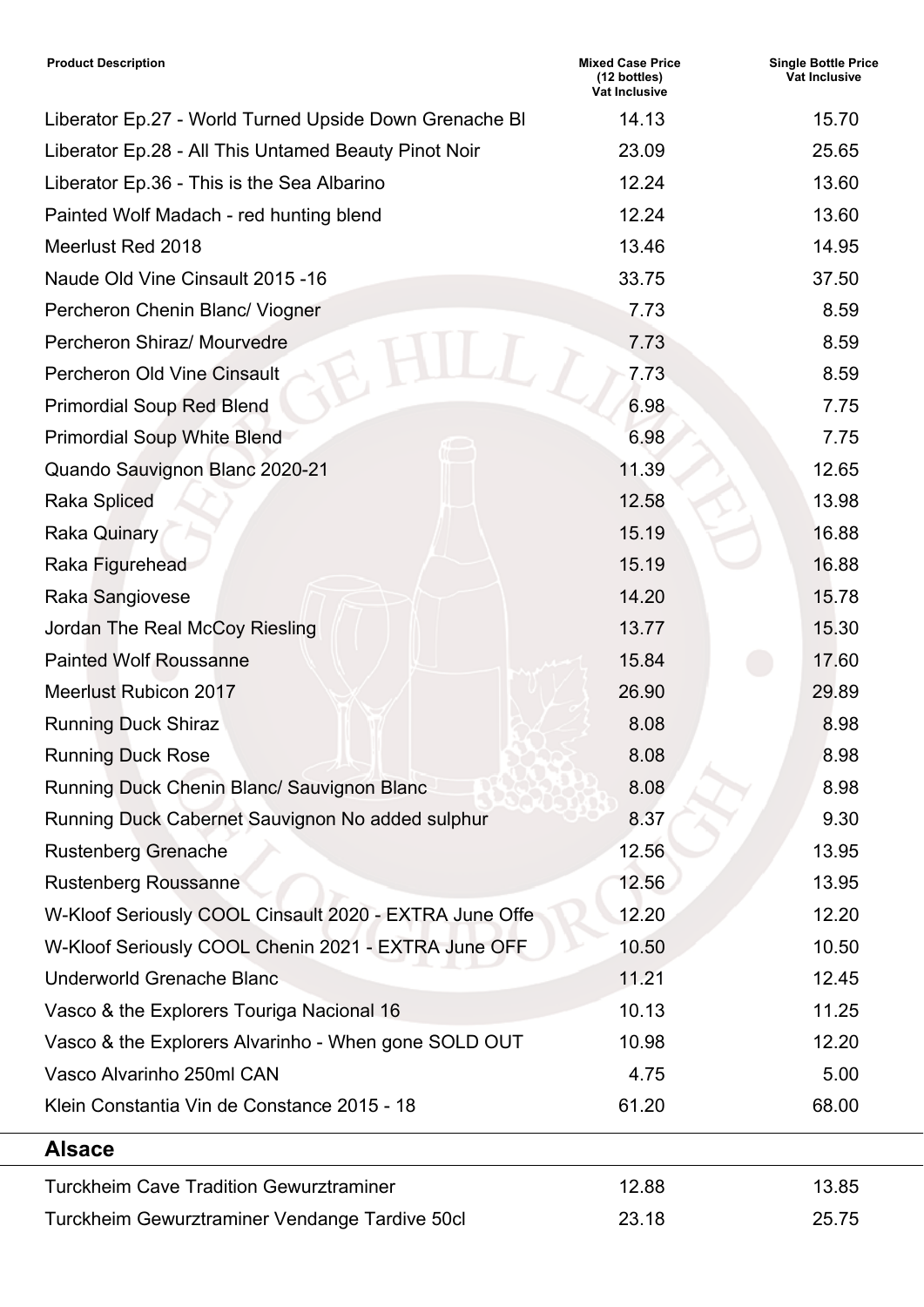| Product Description | Mixed Case Price (12 bottles) Vat Inclusive | Single Bottle Price Vat Inclusive |
| --- | --- | --- |
| Liberator Ep.27 - World Turned Upside Down Grenache Bl | 14.13 | 15.70 |
| Liberator Ep.28 - All This Untamed Beauty Pinot Noir | 23.09 | 25.65 |
| Liberator Ep.36 - This is the Sea Albarino | 12.24 | 13.60 |
| Painted Wolf Madach - red hunting blend | 12.24 | 13.60 |
| Meerlust Red 2018 | 13.46 | 14.95 |
| Naude Old Vine Cinsault 2015 -16 | 33.75 | 37.50 |
| Percheron Chenin Blanc/ Viogner | 7.73 | 8.59 |
| Percheron Shiraz/ Mourvedre | 7.73 | 8.59 |
| Percheron Old Vine Cinsault | 7.73 | 8.59 |
| Primordial Soup Red Blend | 6.98 | 7.75 |
| Primordial Soup White Blend | 6.98 | 7.75 |
| Quando Sauvignon Blanc 2020-21 | 11.39 | 12.65 |
| Raka Spliced | 12.58 | 13.98 |
| Raka Quinary | 15.19 | 16.88 |
| Raka Figurehead | 15.19 | 16.88 |
| Raka Sangiovese | 14.20 | 15.78 |
| Jordan The Real McCoy Riesling | 13.77 | 15.30 |
| Painted Wolf Roussanne | 15.84 | 17.60 |
| Meerlust Rubicon 2017 | 26.90 | 29.89 |
| Running Duck Shiraz | 8.08 | 8.98 |
| Running Duck Rose | 8.08 | 8.98 |
| Running Duck Chenin Blanc/ Sauvignon Blanc | 8.08 | 8.98 |
| Running Duck Cabernet Sauvignon No added sulphur | 8.37 | 9.30 |
| Rustenberg Grenache | 12.56 | 13.95 |
| Rustenberg Roussanne | 12.56 | 13.95 |
| W-Kloof Seriously COOL Cinsault 2020 - EXTRA June Offe | 12.20 | 12.20 |
| W-Kloof Seriously COOL Chenin 2021 - EXTRA June OFF | 10.50 | 10.50 |
| Underworld Grenache Blanc | 11.21 | 12.45 |
| Vasco & the Explorers Touriga Nacional 16 | 10.13 | 11.25 |
| Vasco & the Explorers Alvarinho - When gone SOLD OUT | 10.98 | 12.20 |
| Vasco Alvarinho 250ml CAN | 4.75 | 5.00 |
| Klein Constantia Vin de Constance 2015 - 18 | 61.20 | 68.00 |

## Alsace

| Product Description | Mixed Case Price (12 bottles) Vat Inclusive | Single Bottle Price Vat Inclusive |
| --- | --- | --- |
| Turckheim Cave Tradition Gewurztraminer | 12.88 | 13.85 |
| Turckheim Gewurztraminer Vendange Tardive 50cl | 23.18 | 25.75 |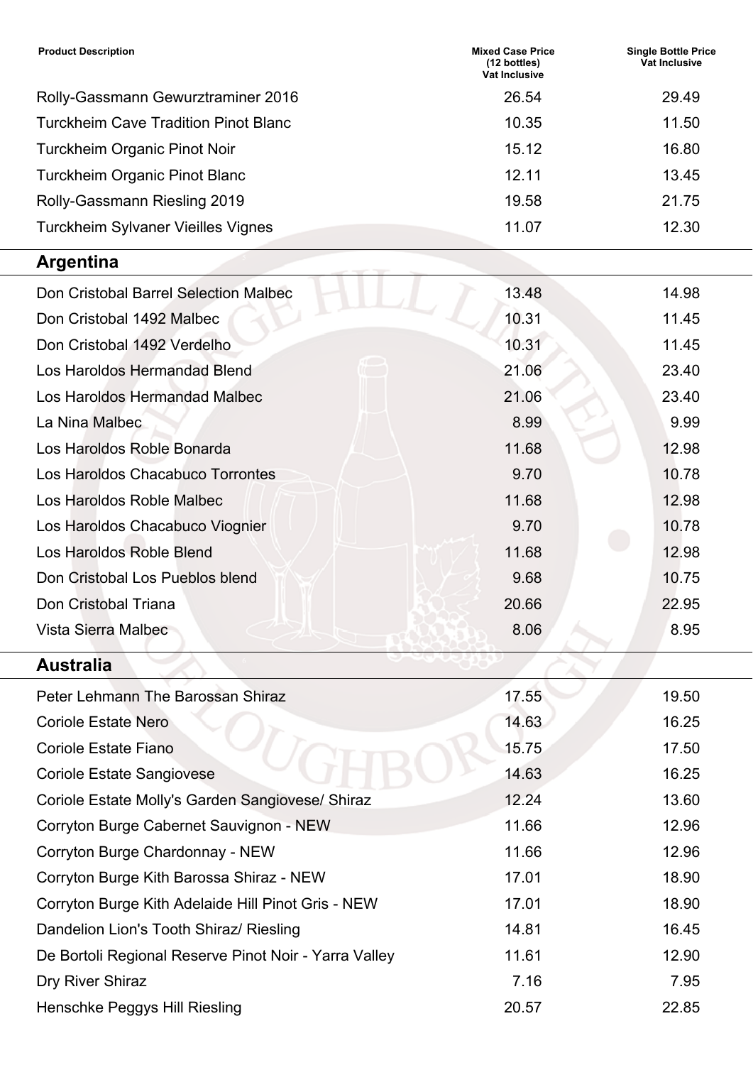| Product Description | Mixed Case Price (12 bottles) Vat Inclusive | Single Bottle Price Vat Inclusive |
| --- | --- | --- |
| Rolly-Gassmann Gewurztraminer 2016 | 26.54 | 29.49 |
| Turckheim Cave Tradition Pinot Blanc | 10.35 | 11.50 |
| Turckheim Organic Pinot Noir | 15.12 | 16.80 |
| Turckheim Organic Pinot Blanc | 12.11 | 13.45 |
| Rolly-Gassmann Riesling 2019 | 19.58 | 21.75 |
| Turckheim Sylvaner Vieilles Vignes | 11.07 | 12.30 |

## Argentina

| Product Description | Mixed Case Price (12 bottles) Vat Inclusive | Single Bottle Price Vat Inclusive |
| --- | --- | --- |
| Don Cristobal Barrel Selection Malbec | 13.48 | 14.98 |
| Don Cristobal 1492 Malbec | 10.31 | 11.45 |
| Don Cristobal 1492 Verdelho | 10.31 | 11.45 |
| Los Haroldos Hermandad Blend | 21.06 | 23.40 |
| Los Haroldos Hermandad Malbec | 21.06 | 23.40 |
| La Nina Malbec | 8.99 | 9.99 |
| Los Haroldos Roble Bonarda | 11.68 | 12.98 |
| Los Haroldos Chacabuco Torrontes | 9.70 | 10.78 |
| Los Haroldos Roble Malbec | 11.68 | 12.98 |
| Los Haroldos Chacabuco Viognier | 9.70 | 10.78 |
| Los Haroldos Roble Blend | 11.68 | 12.98 |
| Don Cristobal Los Pueblos blend | 9.68 | 10.75 |
| Don Cristobal Triana | 20.66 | 22.95 |
| Vista Sierra Malbec | 8.06 | 8.95 |

## Australia

| Product Description | Mixed Case Price (12 bottles) Vat Inclusive | Single Bottle Price Vat Inclusive |
| --- | --- | --- |
| Peter Lehmann The Barossan Shiraz | 17.55 | 19.50 |
| Coriole Estate Nero | 14.63 | 16.25 |
| Coriole Estate Fiano | 15.75 | 17.50 |
| Coriole Estate Sangiovese | 14.63 | 16.25 |
| Coriole Estate Molly's Garden Sangiovese/ Shiraz | 12.24 | 13.60 |
| Corryton Burge Cabernet Sauvignon - NEW | 11.66 | 12.96 |
| Corryton Burge Chardonnay - NEW | 11.66 | 12.96 |
| Corryton Burge Kith Barossa Shiraz - NEW | 17.01 | 18.90 |
| Corryton Burge Kith Adelaide Hill Pinot Gris - NEW | 17.01 | 18.90 |
| Dandelion Lion's Tooth Shiraz/ Riesling | 14.81 | 16.45 |
| De Bortoli Regional Reserve Pinot Noir - Yarra Valley | 11.61 | 12.90 |
| Dry River Shiraz | 7.16 | 7.95 |
| Henschke Peggys Hill Riesling | 20.57 | 22.85 |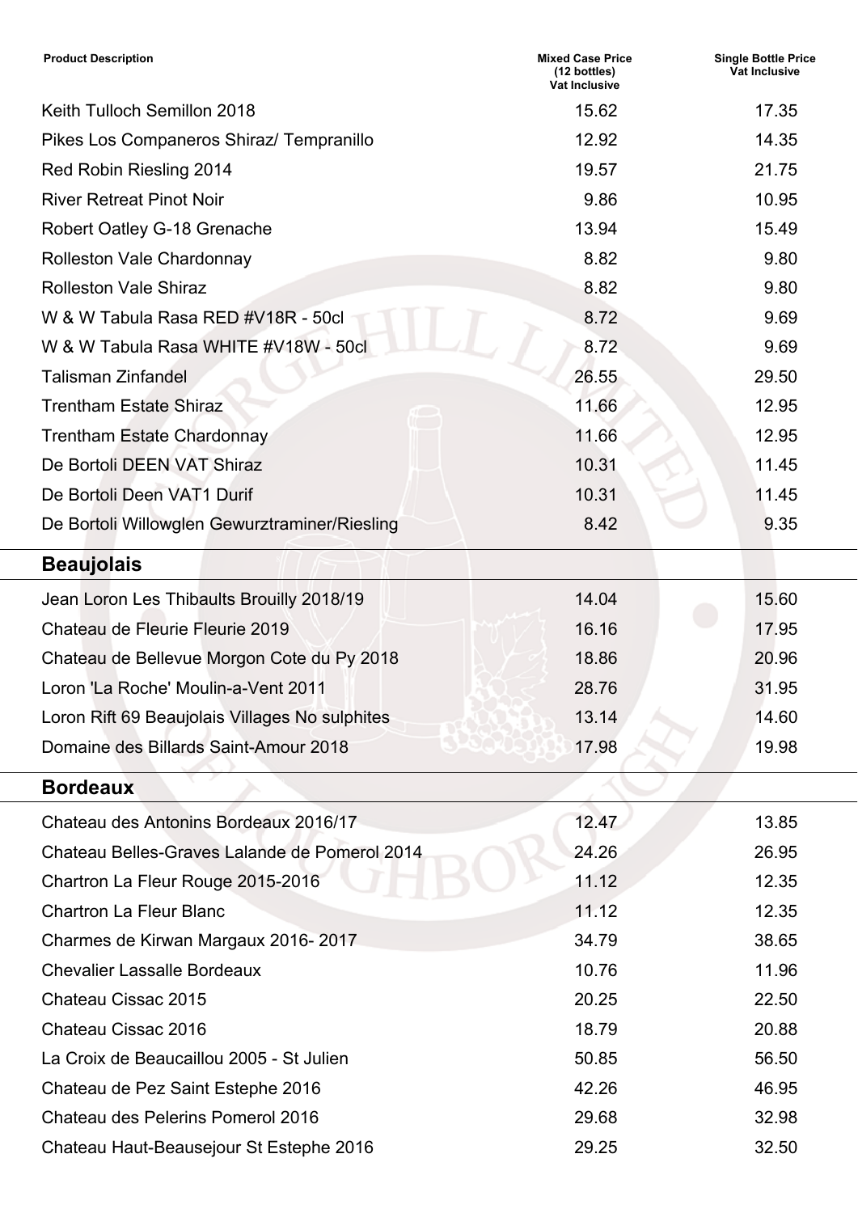| Product Description | Mixed Case Price (12 bottles) Vat Inclusive | Single Bottle Price Vat Inclusive |
|---|---|---|
| Keith Tulloch Semillon 2018 | 15.62 | 17.35 |
| Pikes Los Companeros Shiraz/ Tempranillo | 12.92 | 14.35 |
| Red Robin Riesling 2014 | 19.57 | 21.75 |
| River Retreat Pinot Noir | 9.86 | 10.95 |
| Robert Oatley G-18 Grenache | 13.94 | 15.49 |
| Rolleston Vale Chardonnay | 8.82 | 9.80 |
| Rolleston Vale Shiraz | 8.82 | 9.80 |
| W & W Tabula Rasa RED #V18R - 50cl | 8.72 | 9.69 |
| W & W Tabula Rasa WHITE #V18W - 50cl | 8.72 | 9.69 |
| Talisman Zinfandel | 26.55 | 29.50 |
| Trentham Estate Shiraz | 11.66 | 12.95 |
| Trentham Estate Chardonnay | 11.66 | 12.95 |
| De Bortoli DEEN VAT Shiraz | 10.31 | 11.45 |
| De Bortoli Deen VAT1 Durif | 10.31 | 11.45 |
| De Bortoli Willowglen Gewurztraminer/Riesling | 8.42 | 9.35 |
| **Beaujolais** | | |
| Jean Loron Les Thibaults Brouilly 2018/19 | 14.04 | 15.60 |
| Chateau de Fleurie Fleurie 2019 | 16.16 | 17.95 |
| Chateau de Bellevue Morgon Cote du Py 2018 | 18.86 | 20.96 |
| Loron 'La Roche' Moulin-a-Vent 2011 | 28.76 | 31.95 |
| Loron Rift 69 Beaujolais Villages No sulphites | 13.14 | 14.60 |
| Domaine des Billards Saint-Amour 2018 | 17.98 | 19.98 |
| **Bordeaux** | | |
| Chateau des Antonins Bordeaux 2016/17 | 12.47 | 13.85 |
| Chateau Belles-Graves Lalande de Pomerol 2014 | 24.26 | 26.95 |
| Chartron La Fleur Rouge 2015-2016 | 11.12 | 12.35 |
| Chartron La Fleur Blanc | 11.12 | 12.35 |
| Charmes de Kirwan Margaux 2016- 2017 | 34.79 | 38.65 |
| Chevalier Lassalle Bordeaux | 10.76 | 11.96 |
| Chateau Cissac 2015 | 20.25 | 22.50 |
| Chateau Cissac 2016 | 18.79 | 20.88 |
| La Croix de Beaucaillou 2005 - St Julien | 50.85 | 56.50 |
| Chateau de Pez Saint Estephe 2016 | 42.26 | 46.95 |
| Chateau des Pelerins Pomerol 2016 | 29.68 | 32.98 |
| Chateau Haut-Beausejour St Estephe 2016 | 29.25 | 32.50 |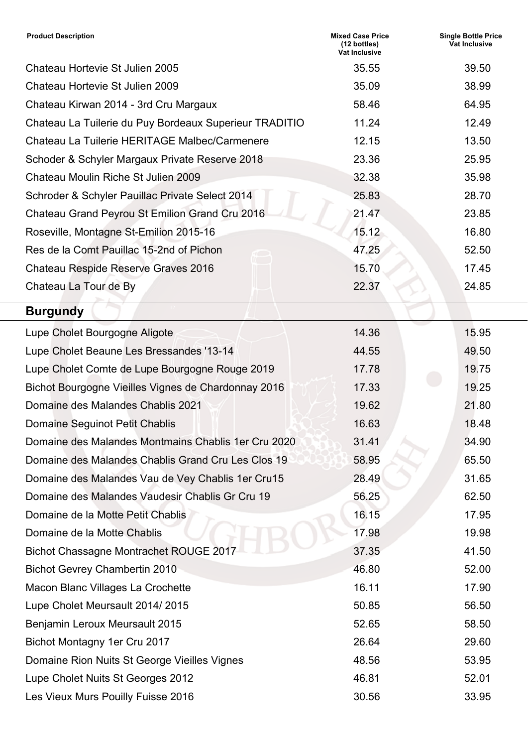| Product Description | Mixed Case Price (12 bottles) Vat Inclusive | Single Bottle Price Vat Inclusive |
|---|---|---|
| Chateau Hortevie St Julien 2005 | 35.55 | 39.50 |
| Chateau Hortevie St Julien 2009 | 35.09 | 38.99 |
| Chateau Kirwan 2014 - 3rd Cru Margaux | 58.46 | 64.95 |
| Chateau La Tuilerie du Puy Bordeaux Superieur TRADITIO | 11.24 | 12.49 |
| Chateau La Tuilerie HERITAGE Malbec/Carmenere | 12.15 | 13.50 |
| Schoder & Schyler Margaux Private Reserve 2018 | 23.36 | 25.95 |
| Chateau Moulin Riche St Julien 2009 | 32.38 | 35.98 |
| Schroder & Schyler Pauillac Private Select 2014 | 25.83 | 28.70 |
| Chateau Grand Peyrou St Emilion Grand Cru 2016 | 21.47 | 23.85 |
| Roseville, Montagne St-Emilion 2015-16 | 15.12 | 16.80 |
| Res de la Comt Pauillac 15-2nd of Pichon | 47.25 | 52.50 |
| Chateau Respide Reserve Graves 2016 | 15.70 | 17.45 |
| Chateau La Tour de By | 22.37 | 24.85 |

## Burgundy

| Product Description | Mixed Case Price (12 bottles) Vat Inclusive | Single Bottle Price Vat Inclusive |
|---|---|---|
| Lupe Cholet Bourgogne Aligote | 14.36 | 15.95 |
| Lupe Cholet Beaune Les Bressandes '13-14 | 44.55 | 49.50 |
| Lupe Cholet Comte de Lupe Bourgogne Rouge 2019 | 17.78 | 19.75 |
| Bichot Bourgogne Vieilles Vignes de Chardonnay 2016 | 17.33 | 19.25 |
| Domaine des Malandes Chablis 2021 | 19.62 | 21.80 |
| Domaine Seguinot Petit Chablis | 16.63 | 18.48 |
| Domaine des Malandes Montmains Chablis 1er Cru 2020 | 31.41 | 34.90 |
| Domaine des Malandes Chablis Grand Cru Les Clos 19 | 58.95 | 65.50 |
| Domaine des Malandes Vau de Vey Chablis 1er Cru15 | 28.49 | 31.65 |
| Domaine des Malandes Vaudesir Chablis Gr Cru 19 | 56.25 | 62.50 |
| Domaine de la Motte Petit Chablis | 16.15 | 17.95 |
| Domaine de la Motte Chablis | 17.98 | 19.98 |
| Bichot Chassagne Montrachet ROUGE 2017 | 37.35 | 41.50 |
| Bichot Gevrey Chambertin 2010 | 46.80 | 52.00 |
| Macon Blanc Villages La Crochette | 16.11 | 17.90 |
| Lupe Cholet Meursault 2014/ 2015 | 50.85 | 56.50 |
| Benjamin Leroux Meursault 2015 | 52.65 | 58.50 |
| Bichot Montagny 1er Cru 2017 | 26.64 | 29.60 |
| Domaine Rion Nuits St George Vieilles Vignes | 48.56 | 53.95 |
| Lupe Cholet Nuits St Georges 2012 | 46.81 | 52.01 |
| Les Vieux Murs Pouilly Fuisse 2016 | 30.56 | 33.95 |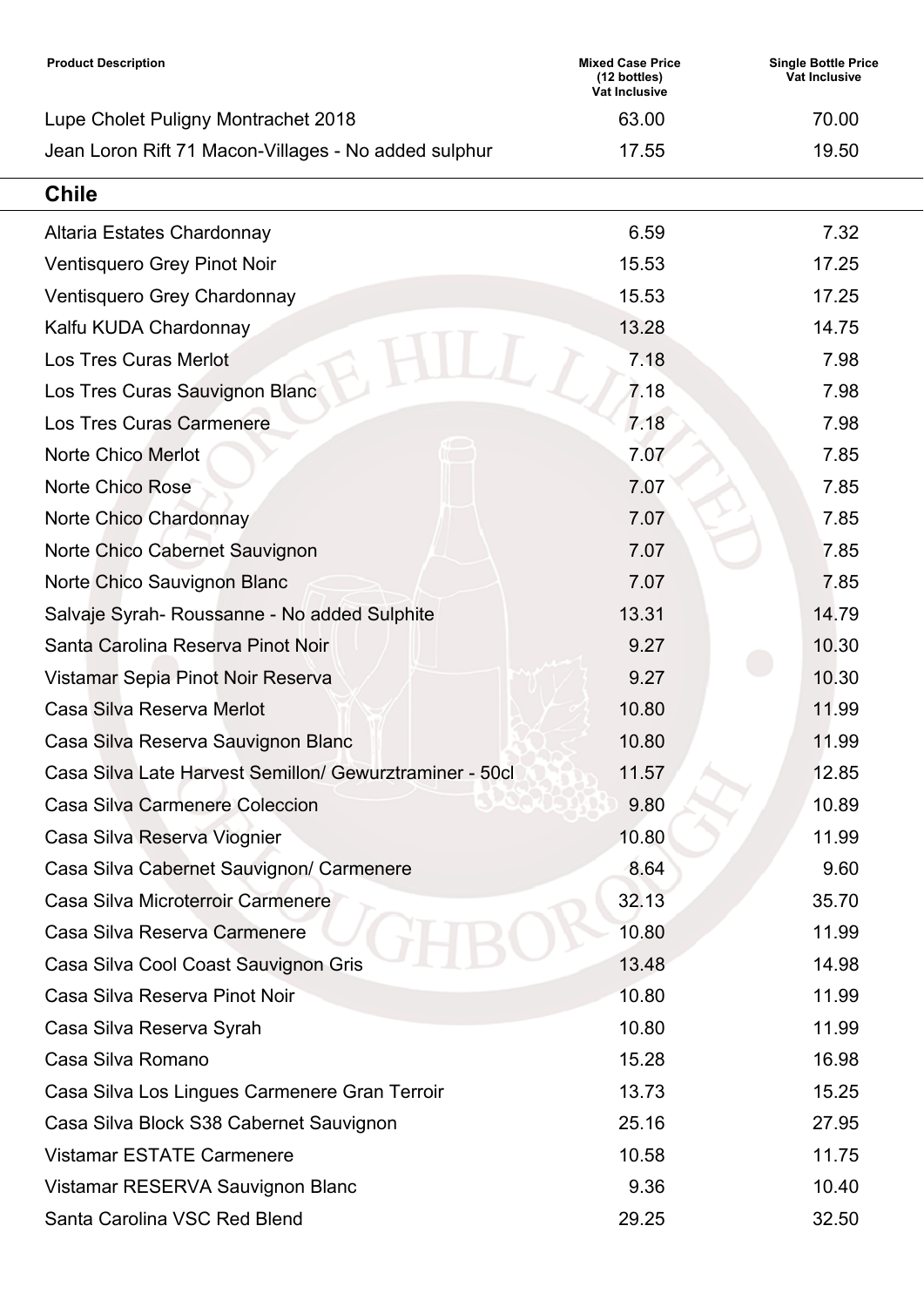| Product Description | Mixed Case Price (12 bottles) Vat Inclusive | Single Bottle Price Vat Inclusive |
|---|---|---|
| Lupe Cholet Puligny Montrachet 2018 | 63.00 | 70.00 |
| Jean Loron Rift 71 Macon-Villages - No added sulphur | 17.55 | 19.50 |

## Chile

| Product Description | Mixed Case Price (12 bottles) Vat Inclusive | Single Bottle Price Vat Inclusive |
|---|---|---|
| Altaria Estates Chardonnay | 6.59 | 7.32 |
| Ventisquero Grey Pinot Noir | 15.53 | 17.25 |
| Ventisquero Grey Chardonnay | 15.53 | 17.25 |
| Kalfu KUDA Chardonnay | 13.28 | 14.75 |
| Los Tres Curas Merlot | 7.18 | 7.98 |
| Los Tres Curas Sauvignon Blanc | 7.18 | 7.98 |
| Los Tres Curas Carmenere | 7.18 | 7.98 |
| Norte Chico Merlot | 7.07 | 7.85 |
| Norte Chico Rose | 7.07 | 7.85 |
| Norte Chico Chardonnay | 7.07 | 7.85 |
| Norte Chico Cabernet Sauvignon | 7.07 | 7.85 |
| Norte Chico Sauvignon Blanc | 7.07 | 7.85 |
| Salvaje Syrah- Roussanne - No added Sulphite | 13.31 | 14.79 |
| Santa Carolina Reserva Pinot Noir | 9.27 | 10.30 |
| Vistamar Sepia Pinot Noir Reserva | 9.27 | 10.30 |
| Casa Silva Reserva Merlot | 10.80 | 11.99 |
| Casa Silva Reserva Sauvignon Blanc | 10.80 | 11.99 |
| Casa Silva Late Harvest Semillon/ Gewurztraminer - 50cl | 11.57 | 12.85 |
| Casa Silva Carmenere Coleccion | 9.80 | 10.89 |
| Casa Silva Reserva Viognier | 10.80 | 11.99 |
| Casa Silva Cabernet Sauvignon/ Carmenere | 8.64 | 9.60 |
| Casa Silva Microterroir Carmenere | 32.13 | 35.70 |
| Casa Silva Reserva Carmenere | 10.80 | 11.99 |
| Casa Silva Cool Coast Sauvignon Gris | 13.48 | 14.98 |
| Casa Silva Reserva Pinot Noir | 10.80 | 11.99 |
| Casa Silva Reserva Syrah | 10.80 | 11.99 |
| Casa Silva Romano | 15.28 | 16.98 |
| Casa Silva Los Lingues Carmenere Gran Terroir | 13.73 | 15.25 |
| Casa Silva Block S38 Cabernet Sauvignon | 25.16 | 27.95 |
| Vistamar ESTATE Carmenere | 10.58 | 11.75 |
| Vistamar RESERVA Sauvignon Blanc | 9.36 | 10.40 |
| Santa Carolina VSC Red Blend | 29.25 | 32.50 |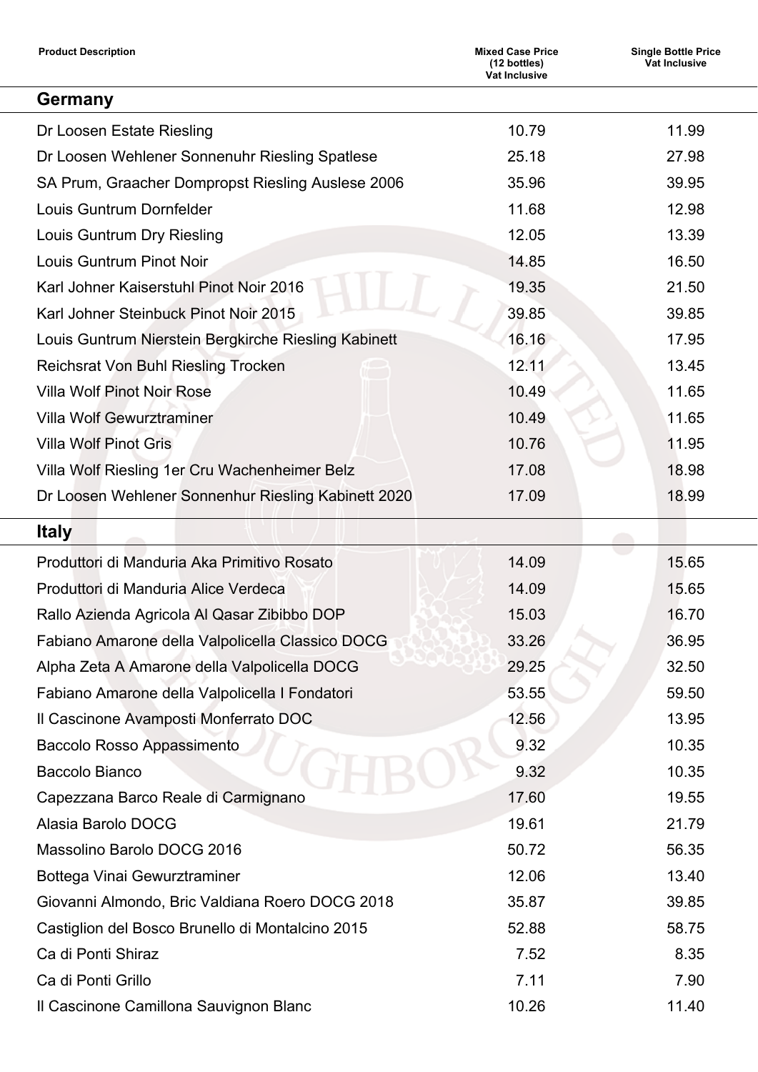| Product Description | Mixed Case Price (12 bottles) Vat Inclusive | Single Bottle Price Vat Inclusive |
|---|---|---|
| **Germany** | | |
| Dr Loosen Estate Riesling | 10.79 | 11.99 |
| Dr Loosen Wehlener Sonnenuhr Riesling Spatlese | 25.18 | 27.98 |
| SA Prum, Graacher Dompropst Riesling Auslese 2006 | 35.96 | 39.95 |
| Louis Guntrum Dornfelder | 11.68 | 12.98 |
| Louis Guntrum Dry Riesling | 12.05 | 13.39 |
| Louis Guntrum Pinot Noir | 14.85 | 16.50 |
| Karl Johner Kaiserstuhl Pinot Noir 2016 | 19.35 | 21.50 |
| Karl Johner Steinbuck Pinot Noir 2015 | 39.85 | 39.85 |
| Louis Guntrum Nierstein Bergkirche Riesling Kabinett | 16.16 | 17.95 |
| Reichsrat Von Buhl Riesling Trocken | 12.11 | 13.45 |
| Villa Wolf Pinot Noir Rose | 10.49 | 11.65 |
| Villa Wolf Gewurztraminer | 10.49 | 11.65 |
| Villa Wolf Pinot Gris | 10.76 | 11.95 |
| Villa Wolf Riesling 1er Cru Wachenheimer Belz | 17.08 | 18.98 |
| Dr Loosen Wehlener Sonnenhur Riesling Kabinett 2020 | 17.09 | 18.99 |
| **Italy** | | |
| Produttori di Manduria Aka Primitivo Rosato | 14.09 | 15.65 |
| Produttori di Manduria Alice Verdeca | 14.09 | 15.65 |
| Rallo Azienda Agricola Al Qasar Zibibbo DOP | 15.03 | 16.70 |
| Fabiano Amarone della Valpolicella Classico DOCG | 33.26 | 36.95 |
| Alpha Zeta A Amarone della Valpolicella DOCG | 29.25 | 32.50 |
| Fabiano Amarone della Valpolicella I Fondatori | 53.55 | 59.50 |
| Il Cascinone Avamposti Monferrato DOC | 12.56 | 13.95 |
| Baccolo Rosso Appassimento | 9.32 | 10.35 |
| Baccolo Bianco | 9.32 | 10.35 |
| Capezzana Barco Reale di Carmignano | 17.60 | 19.55 |
| Alasia Barolo DOCG | 19.61 | 21.79 |
| Massolino Barolo DOCG 2016 | 50.72 | 56.35 |
| Bottega Vinai Gewurztraminer | 12.06 | 13.40 |
| Giovanni Almondo, Bric Valdiana Roero DOCG 2018 | 35.87 | 39.85 |
| Castiglion del Bosco Brunello di Montalcino 2015 | 52.88 | 58.75 |
| Ca di Ponti Shiraz | 7.52 | 8.35 |
| Ca di Ponti Grillo | 7.11 | 7.90 |
| Il Cascinone Camillona Sauvignon Blanc | 10.26 | 11.40 |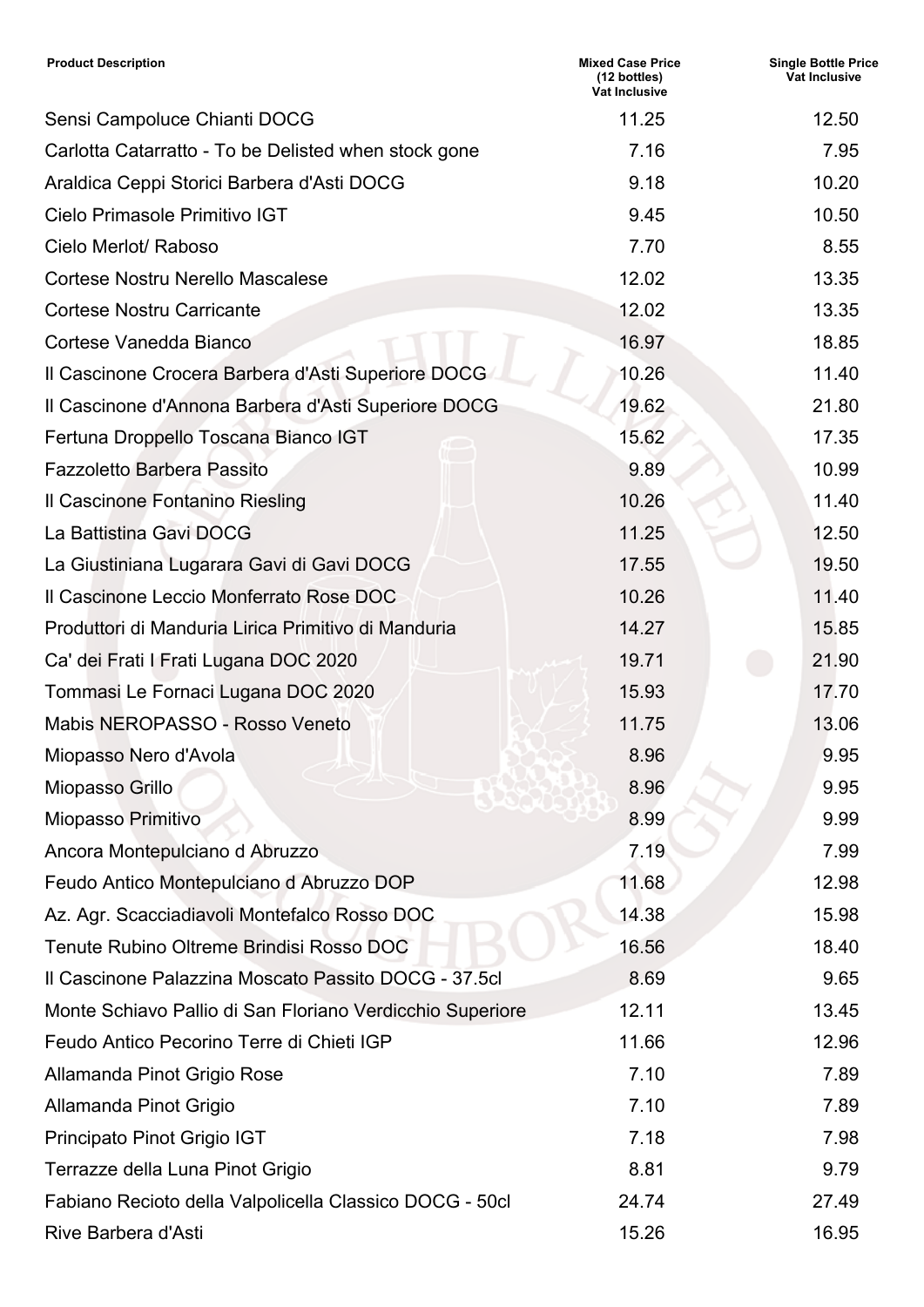| Product Description | Mixed Case Price (12 bottles) Vat Inclusive | Single Bottle Price Vat Inclusive |
|---|---|---|
| Sensi Campoluce Chianti DOCG | 11.25 | 12.50 |
| Carlotta Catarratto - To be Delisted when stock gone | 7.16 | 7.95 |
| Araldica Ceppi Storici Barbera d'Asti DOCG | 9.18 | 10.20 |
| Cielo Primasole Primitivo IGT | 9.45 | 10.50 |
| Cielo Merlot/ Raboso | 7.70 | 8.55 |
| Cortese Nostru Nerello Mascalese | 12.02 | 13.35 |
| Cortese Nostru Carricante | 12.02 | 13.35 |
| Cortese Vanedda Bianco | 16.97 | 18.85 |
| Il Cascinone Crocera Barbera d'Asti Superiore DOCG | 10.26 | 11.40 |
| Il Cascinone d'Annona Barbera d'Asti Superiore DOCG | 19.62 | 21.80 |
| Fertuna Droppello Toscana Bianco IGT | 15.62 | 17.35 |
| Fazzoletto Barbera Passito | 9.89 | 10.99 |
| Il Cascinone Fontanino Riesling | 10.26 | 11.40 |
| La Battistina Gavi DOCG | 11.25 | 12.50 |
| La Giustiniana Lugarara Gavi di Gavi DOCG | 17.55 | 19.50 |
| Il Cascinone Leccio Monferrato Rose DOC | 10.26 | 11.40 |
| Produttori di Manduria Lirica Primitivo di Manduria | 14.27 | 15.85 |
| Ca' dei Frati I Frati Lugana DOC 2020 | 19.71 | 21.90 |
| Tommasi Le Fornaci Lugana DOC 2020 | 15.93 | 17.70 |
| Mabis NEROPASSO - Rosso Veneto | 11.75 | 13.06 |
| Miopasso Nero d'Avola | 8.96 | 9.95 |
| Miopasso Grillo | 8.96 | 9.95 |
| Miopasso Primitivo | 8.99 | 9.99 |
| Ancora Montepulciano d Abruzzo | 7.19 | 7.99 |
| Feudo Antico Montepulciano d Abruzzo DOP | 11.68 | 12.98 |
| Az. Agr. Scacciadiavoli Montefalco Rosso DOC | 14.38 | 15.98 |
| Tenute Rubino Oltreme Brindisi Rosso DOC | 16.56 | 18.40 |
| Il Cascinone Palazzina Moscato Passito DOCG - 37.5cl | 8.69 | 9.65 |
| Monte Schiavo Pallio di San Floriano Verdicchio Superiore | 12.11 | 13.45 |
| Feudo Antico Pecorino Terre di Chieti IGP | 11.66 | 12.96 |
| Allamanda Pinot Grigio Rose | 7.10 | 7.89 |
| Allamanda Pinot Grigio | 7.10 | 7.89 |
| Principato Pinot Grigio IGT | 7.18 | 7.98 |
| Terrazze della Luna Pinot Grigio | 8.81 | 9.79 |
| Fabiano Recioto della Valpolicella Classico DOCG - 50cl | 24.74 | 27.49 |
| Rive Barbera d'Asti | 15.26 | 16.95 |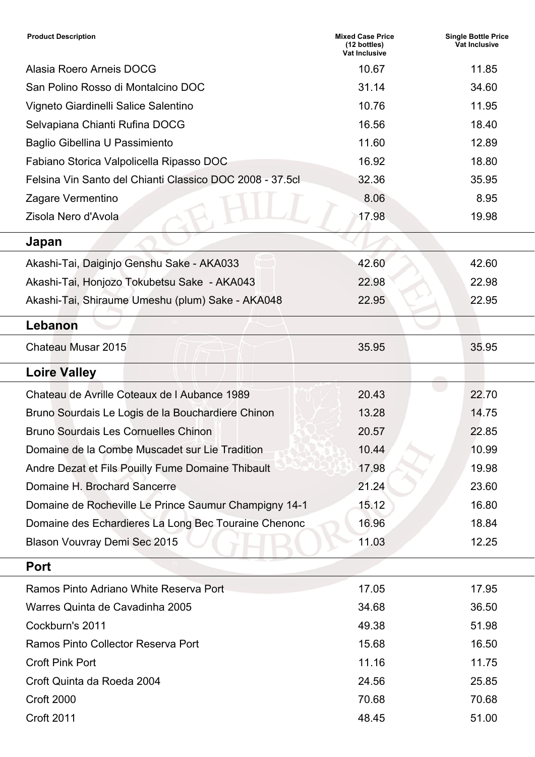| Product Description | Mixed Case Price (12 bottles) Vat Inclusive | Single Bottle Price Vat Inclusive |
| --- | --- | --- |
| Alasia Roero Arneis DOCG | 10.67 | 11.85 |
| San Polino Rosso di Montalcino DOC | 31.14 | 34.60 |
| Vigneto Giardinelli Salice Salentino | 10.76 | 11.95 |
| Selvapiana Chianti Rufina DOCG | 16.56 | 18.40 |
| Baglio Gibellina U Passimiento | 11.60 | 12.89 |
| Fabiano Storica Valpolicella Ripasso DOC | 16.92 | 18.80 |
| Felsina Vin Santo del Chianti Classico DOC 2008 - 37.5cl | 32.36 | 35.95 |
| Zagare Vermentino | 8.06 | 8.95 |
| Zisola Nero d'Avola | 17.98 | 19.98 |
| **Japan** | | |
| Akashi-Tai, Daiginjo Genshu Sake - AKA033 | 42.60 | 42.60 |
| Akashi-Tai, Honjozo Tokubetsu Sake - AKA043 | 22.98 | 22.98 |
| Akashi-Tai, Shiraume Umeshu (plum) Sake - AKA048 | 22.95 | 22.95 |
| **Lebanon** | | |
| Chateau Musar 2015 | 35.95 | 35.95 |
| **Loire Valley** | | |
| Chateau de Avrille Coteaux de l Aubance 1989 | 20.43 | 22.70 |
| Bruno Sourdais Le Logis de la Bouchardiere Chinon | 13.28 | 14.75 |
| Bruno Sourdais Les Cornuelles Chinon | 20.57 | 22.85 |
| Domaine de la Combe Muscadet sur Lie Tradition | 10.44 | 10.99 |
| Andre Dezat et Fils Pouilly Fume Domaine Thibault | 17.98 | 19.98 |
| Domaine H. Brochard Sancerre | 21.24 | 23.60 |
| Domaine de Rocheville Le Prince Saumur Champigny 14-1 | 15.12 | 16.80 |
| Domaine des Echardieres La Long Bec Touraine Chenonc | 16.96 | 18.84 |
| Blason Vouvray Demi Sec 2015 | 11.03 | 12.25 |
| **Port** | | |
| Ramos Pinto Adriano White Reserva Port | 17.05 | 17.95 |
| Warres Quinta de Cavadinha 2005 | 34.68 | 36.50 |
| Cockburn's 2011 | 49.38 | 51.98 |
| Ramos Pinto Collector Reserva Port | 15.68 | 16.50 |
| Croft Pink Port | 11.16 | 11.75 |
| Croft Quinta da Roeda 2004 | 24.56 | 25.85 |
| Croft 2000 | 70.68 | 70.68 |
| Croft 2011 | 48.45 | 51.00 |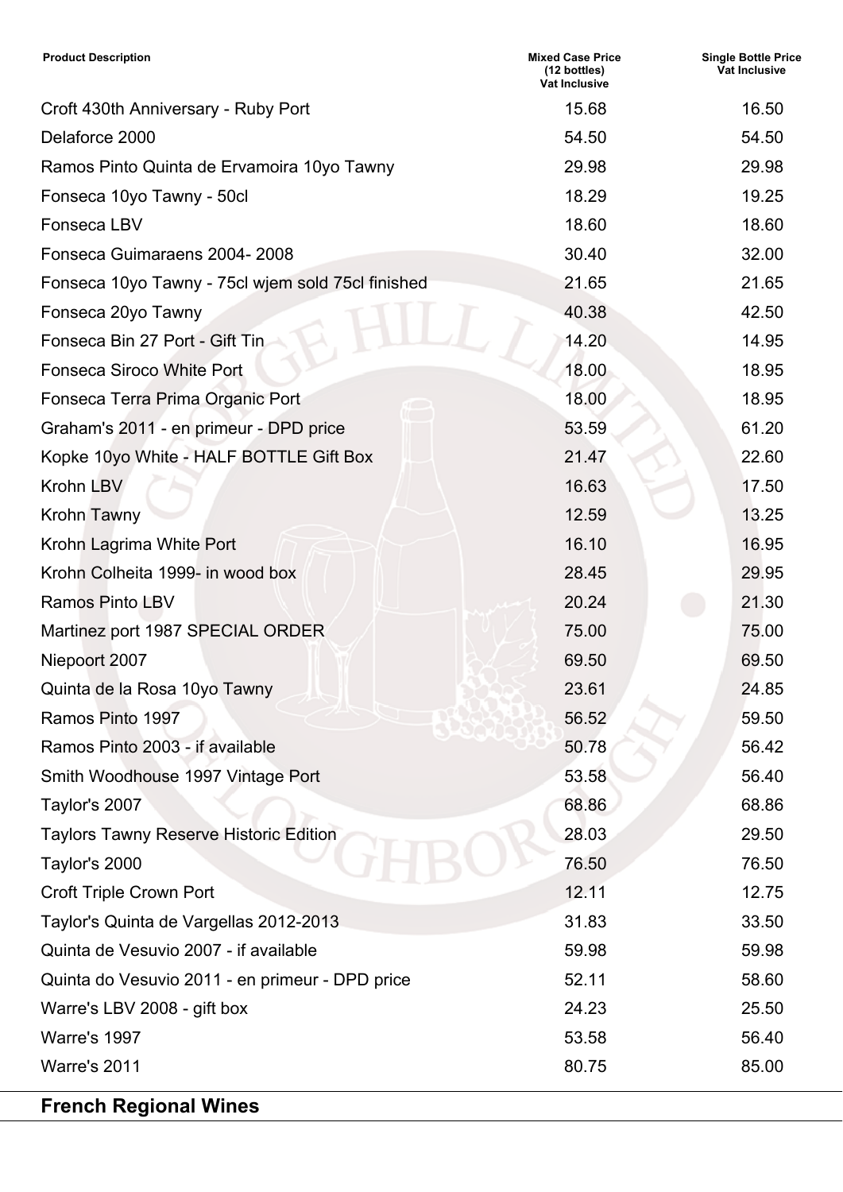| Product Description | Mixed Case Price (12 bottles) Vat Inclusive | Single Bottle Price Vat Inclusive |
| --- | --- | --- |
| Croft 430th Anniversary - Ruby Port | 15.68 | 16.50 |
| Delaforce 2000 | 54.50 | 54.50 |
| Ramos Pinto Quinta de Ervamoira 10yo Tawny | 29.98 | 29.98 |
| Fonseca 10yo Tawny - 50cl | 18.29 | 19.25 |
| Fonseca LBV | 18.60 | 18.60 |
| Fonseca Guimaraens 2004- 2008 | 30.40 | 32.00 |
| Fonseca 10yo Tawny - 75cl wjem sold 75cl finished | 21.65 | 21.65 |
| Fonseca 20yo Tawny | 40.38 | 42.50 |
| Fonseca Bin 27 Port - Gift Tin | 14.20 | 14.95 |
| Fonseca Siroco White Port | 18.00 | 18.95 |
| Fonseca Terra Prima Organic Port | 18.00 | 18.95 |
| Graham's 2011 - en primeur - DPD price | 53.59 | 61.20 |
| Kopke 10yo White - HALF BOTTLE Gift Box | 21.47 | 22.60 |
| Krohn LBV | 16.63 | 17.50 |
| Krohn Tawny | 12.59 | 13.25 |
| Krohn Lagrima White Port | 16.10 | 16.95 |
| Krohn Colheita 1999- in wood box | 28.45 | 29.95 |
| Ramos Pinto LBV | 20.24 | 21.30 |
| Martinez port 1987 SPECIAL ORDER | 75.00 | 75.00 |
| Niepoort 2007 | 69.50 | 69.50 |
| Quinta de la Rosa 10yo Tawny | 23.61 | 24.85 |
| Ramos Pinto 1997 | 56.52 | 59.50 |
| Ramos Pinto 2003 - if available | 50.78 | 56.42 |
| Smith Woodhouse 1997 Vintage Port | 53.58 | 56.40 |
| Taylor's 2007 | 68.86 | 68.86 |
| Taylors Tawny Reserve Historic Edition | 28.03 | 29.50 |
| Taylor's 2000 | 76.50 | 76.50 |
| Croft Triple Crown Port | 12.11 | 12.75 |
| Taylor's Quinta de Vargellas 2012-2013 | 31.83 | 33.50 |
| Quinta de Vesuvio 2007 - if available | 59.98 | 59.98 |
| Quinta do Vesuvio 2011 - en primeur - DPD price | 52.11 | 58.60 |
| Warre's LBV 2008 - gift box | 24.23 | 25.50 |
| Warre's 1997 | 53.58 | 56.40 |
| Warre's 2011 | 80.75 | 85.00 |

## French Regional Wines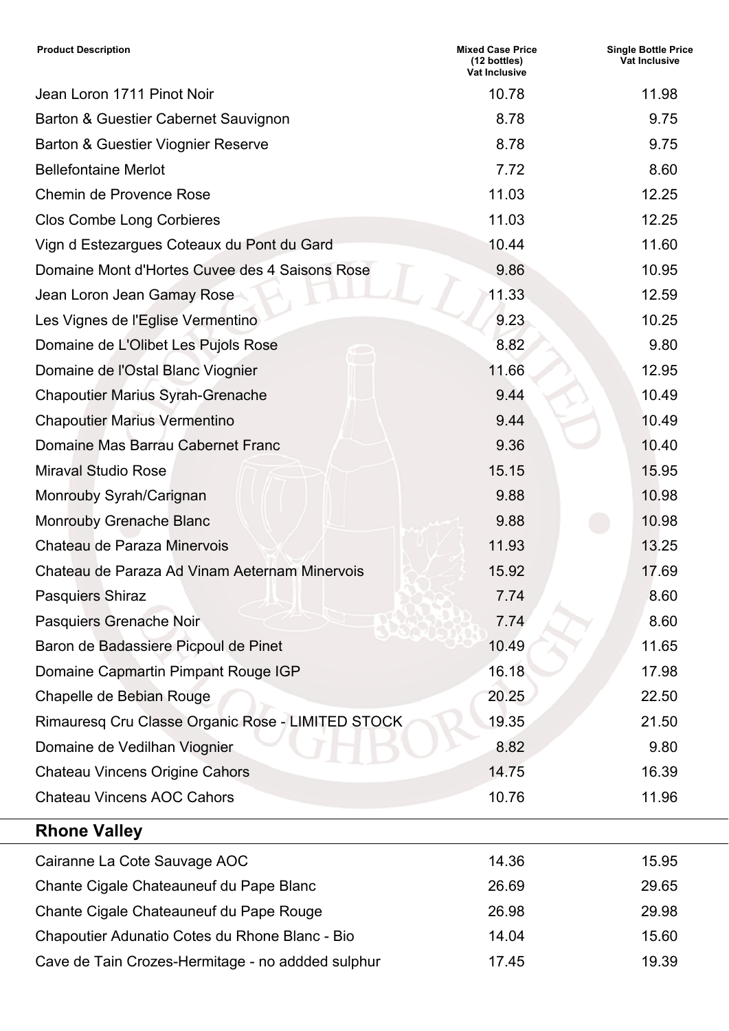| Product Description | Mixed Case Price (12 bottles) Vat Inclusive | Single Bottle Price Vat Inclusive |
|---|---|---|
| Jean Loron 1711 Pinot Noir | 10.78 | 11.98 |
| Barton & Guestier Cabernet Sauvignon | 8.78 | 9.75 |
| Barton & Guestier Viognier Reserve | 8.78 | 9.75 |
| Bellefontaine Merlot | 7.72 | 8.60 |
| Chemin de Provence Rose | 11.03 | 12.25 |
| Clos Combe Long Corbieres | 11.03 | 12.25 |
| Vign d Estezargues Coteaux du Pont du Gard | 10.44 | 11.60 |
| Domaine Mont d'Hortes Cuvee des 4 Saisons Rose | 9.86 | 10.95 |
| Jean Loron Jean Gamay Rose | 11.33 | 12.59 |
| Les Vignes de l'Eglise Vermentino | 9.23 | 10.25 |
| Domaine de L'Olibet Les Pujols Rose | 8.82 | 9.80 |
| Domaine de l'Ostal Blanc Viognier | 11.66 | 12.95 |
| Chapoutier Marius Syrah-Grenache | 9.44 | 10.49 |
| Chapoutier Marius Vermentino | 9.44 | 10.49 |
| Domaine Mas Barrau Cabernet Franc | 9.36 | 10.40 |
| Miraval Studio Rose | 15.15 | 15.95 |
| Monrouby Syrah/Carignan | 9.88 | 10.98 |
| Monrouby Grenache Blanc | 9.88 | 10.98 |
| Chateau de Paraza Minervois | 11.93 | 13.25 |
| Chateau de Paraza Ad Vinam Aeternam Minervois | 15.92 | 17.69 |
| Pasquiers Shiraz | 7.74 | 8.60 |
| Pasquiers Grenache Noir | 7.74 | 8.60 |
| Baron de Badassiere Picpoul de Pinet | 10.49 | 11.65 |
| Domaine Capmartin Pimpant Rouge IGP | 16.18 | 17.98 |
| Chapelle de Bebian Rouge | 20.25 | 22.50 |
| Rimauresq Cru Classe Organic Rose - LIMITED STOCK | 19.35 | 21.50 |
| Domaine de Vedilhan Viognier | 8.82 | 9.80 |
| Chateau Vincens Origine Cahors | 14.75 | 16.39 |
| Chateau Vincens AOC Cahors | 10.76 | 11.96 |

## Rhone Valley

| Product Description | Mixed Case Price (12 bottles) Vat Inclusive | Single Bottle Price Vat Inclusive |
|---|---|---|
| Cairanne La Cote Sauvage AOC | 14.36 | 15.95 |
| Chante Cigale Chateauneuf du Pape Blanc | 26.69 | 29.65 |
| Chante Cigale Chateauneuf du Pape Rouge | 26.98 | 29.98 |
| Chapoutier Adunatio Cotes du Rhone Blanc - Bio | 14.04 | 15.60 |
| Cave de Tain Crozes-Hermitage - no addded sulphur | 17.45 | 19.39 |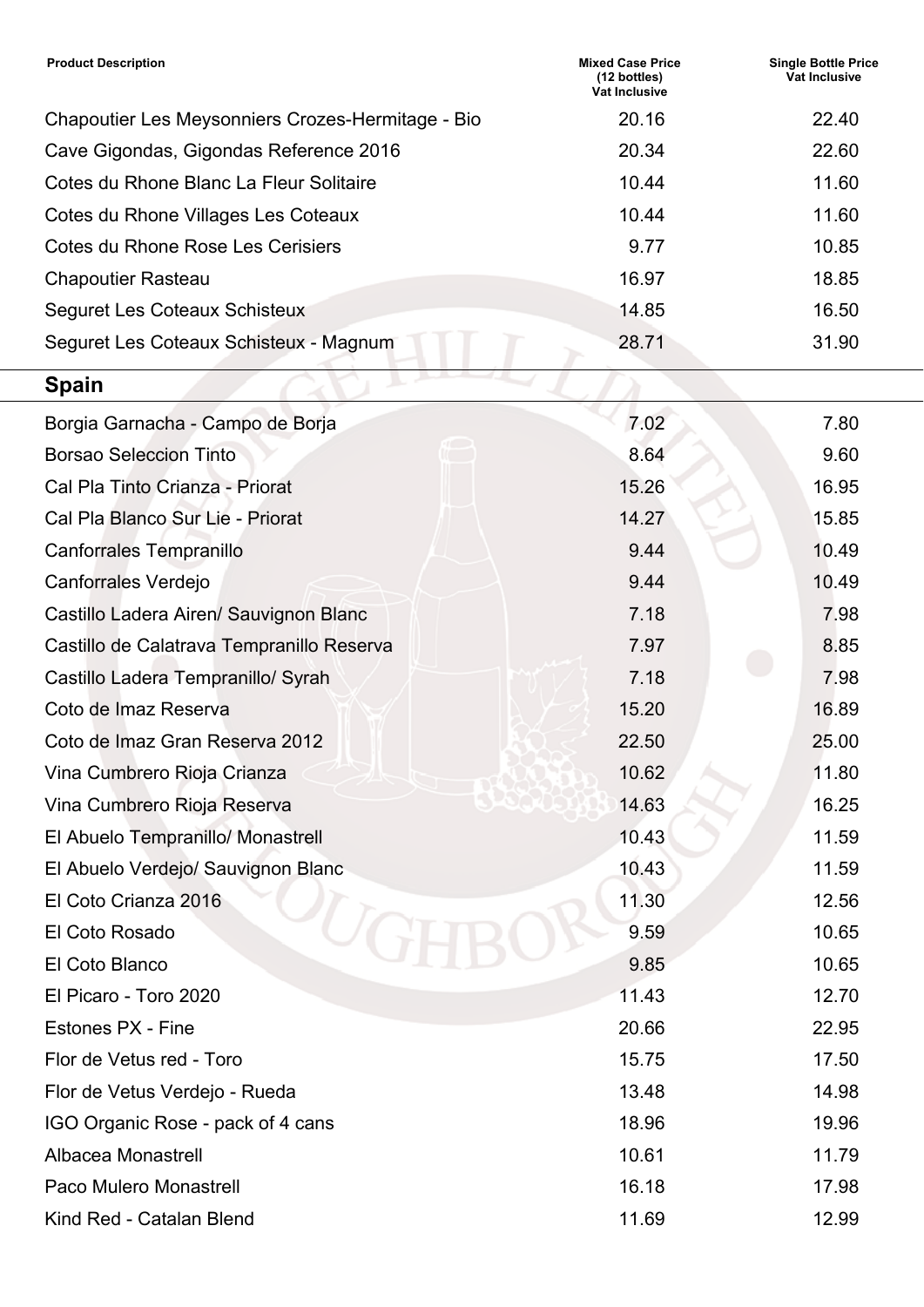| Product Description | Mixed Case Price (12 bottles) Vat Inclusive | Single Bottle Price Vat Inclusive |
|---|---|---|
| Chapoutier Les Meysonniers Crozes-Hermitage - Bio | 20.16 | 22.40 |
| Cave Gigondas, Gigondas Reference 2016 | 20.34 | 22.60 |
| Cotes du Rhone Blanc La Fleur Solitaire | 10.44 | 11.60 |
| Cotes du Rhone Villages Les Coteaux | 10.44 | 11.60 |
| Cotes du Rhone Rose Les Cerisiers | 9.77 | 10.85 |
| Chapoutier Rasteau | 16.97 | 18.85 |
| Seguret Les Coteaux Schisteux | 14.85 | 16.50 |
| Seguret Les Coteaux Schisteux - Magnum | 28.71 | 31.90 |

## Spain

| Product Description | Mixed Case Price (12 bottles) Vat Inclusive | Single Bottle Price Vat Inclusive |
|---|---|---|
| Borgia Garnacha - Campo de Borja | 7.02 | 7.80 |
| Borsao Seleccion Tinto | 8.64 | 9.60 |
| Cal Pla Tinto Crianza - Priorat | 15.26 | 16.95 |
| Cal Pla Blanco Sur Lie - Priorat | 14.27 | 15.85 |
| Canforrales Tempranillo | 9.44 | 10.49 |
| Canforrales Verdejo | 9.44 | 10.49 |
| Castillo Ladera Airen/ Sauvignon Blanc | 7.18 | 7.98 |
| Castillo de Calatrava Tempranillo Reserva | 7.97 | 8.85 |
| Castillo Ladera Tempranillo/ Syrah | 7.18 | 7.98 |
| Coto de Imaz Reserva | 15.20 | 16.89 |
| Coto de Imaz Gran Reserva 2012 | 22.50 | 25.00 |
| Vina Cumbrero Rioja Crianza | 10.62 | 11.80 |
| Vina Cumbrero Rioja Reserva | 14.63 | 16.25 |
| El Abuelo Tempranillo/ Monastrell | 10.43 | 11.59 |
| El Abuelo Verdejo/ Sauvignon Blanc | 10.43 | 11.59 |
| El Coto Crianza 2016 | 11.30 | 12.56 |
| El Coto Rosado | 9.59 | 10.65 |
| El Coto Blanco | 9.85 | 10.65 |
| El Picaro - Toro 2020 | 11.43 | 12.70 |
| Estones PX - Fine | 20.66 | 22.95 |
| Flor de Vetus red - Toro | 15.75 | 17.50 |
| Flor de Vetus Verdejo - Rueda | 13.48 | 14.98 |
| IGO Organic Rose - pack of 4 cans | 18.96 | 19.96 |
| Albacea Monastrell | 10.61 | 11.79 |
| Paco Mulero Monastrell | 16.18 | 17.98 |
| Kind Red - Catalan Blend | 11.69 | 12.99 |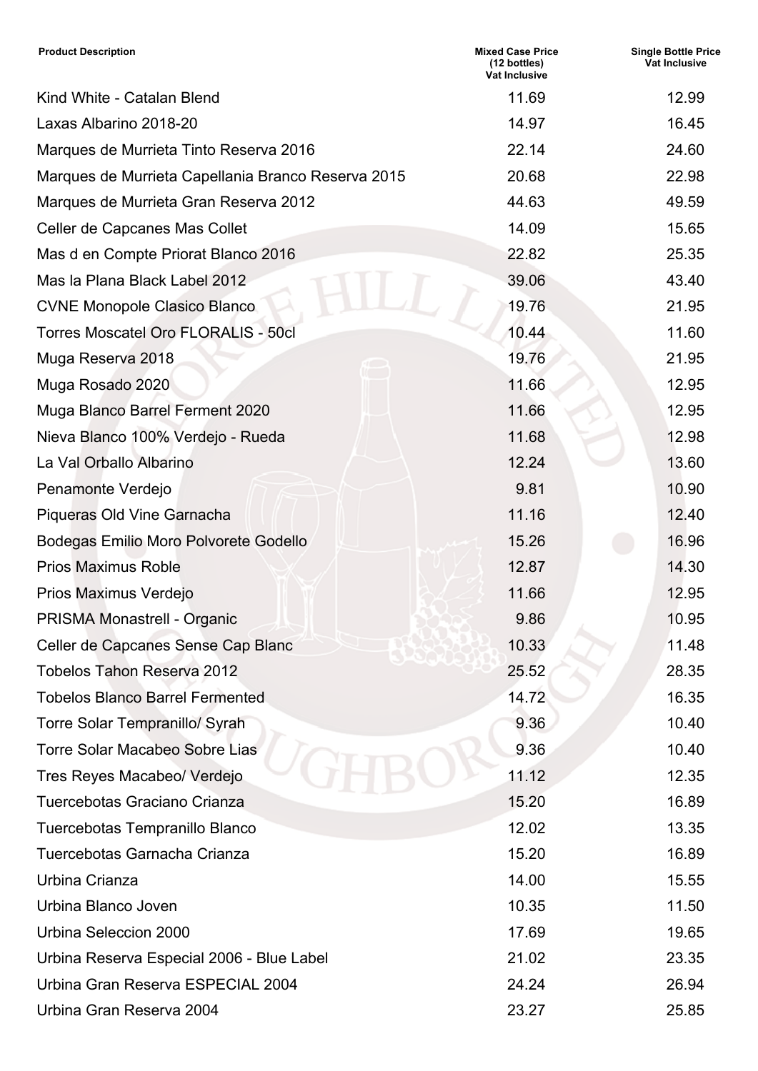| Product Description | Mixed Case Price (12 bottles) Vat Inclusive | Single Bottle Price Vat Inclusive |
| --- | --- | --- |
| Kind White - Catalan Blend | 11.69 | 12.99 |
| Laxas Albarino 2018-20 | 14.97 | 16.45 |
| Marques de Murrieta Tinto Reserva 2016 | 22.14 | 24.60 |
| Marques de Murrieta Capellania Branco Reserva 2015 | 20.68 | 22.98 |
| Marques de Murrieta Gran Reserva 2012 | 44.63 | 49.59 |
| Celler de Capcanes Mas Collet | 14.09 | 15.65 |
| Mas d en Compte Priorat Blanco 2016 | 22.82 | 25.35 |
| Mas la Plana Black Label 2012 | 39.06 | 43.40 |
| CVNE Monopole Clasico Blanco | 19.76 | 21.95 |
| Torres Moscatel Oro FLORALIS - 50cl | 10.44 | 11.60 |
| Muga Reserva 2018 | 19.76 | 21.95 |
| Muga Rosado 2020 | 11.66 | 12.95 |
| Muga Blanco Barrel Ferment 2020 | 11.66 | 12.95 |
| Nieva Blanco 100% Verdejo - Rueda | 11.68 | 12.98 |
| La Val Orballo Albarino | 12.24 | 13.60 |
| Penamonte Verdejo | 9.81 | 10.90 |
| Piqueras Old Vine Garnacha | 11.16 | 12.40 |
| Bodegas Emilio Moro Polvorete Godello | 15.26 | 16.96 |
| Prios Maximus Roble | 12.87 | 14.30 |
| Prios Maximus Verdejo | 11.66 | 12.95 |
| PRISMA Monastrell - Organic | 9.86 | 10.95 |
| Celler de Capcanes Sense Cap Blanc | 10.33 | 11.48 |
| Tobelos Tahon Reserva 2012 | 25.52 | 28.35 |
| Tobelos Blanco Barrel Fermented | 14.72 | 16.35 |
| Torre Solar Tempranillo/ Syrah | 9.36 | 10.40 |
| Torre Solar Macabeo Sobre Lias | 9.36 | 10.40 |
| Tres Reyes Macabeo/ Verdejo | 11.12 | 12.35 |
| Tuercebotas Graciano Crianza | 15.20 | 16.89 |
| Tuercebotas Tempranillo Blanco | 12.02 | 13.35 |
| Tuercebotas Garnacha Crianza | 15.20 | 16.89 |
| Urbina Crianza | 14.00 | 15.55 |
| Urbina Blanco Joven | 10.35 | 11.50 |
| Urbina Seleccion 2000 | 17.69 | 19.65 |
| Urbina Reserva Especial 2006 - Blue Label | 21.02 | 23.35 |
| Urbina Gran Reserva ESPECIAL 2004 | 24.24 | 26.94 |
| Urbina Gran Reserva 2004 | 23.27 | 25.85 |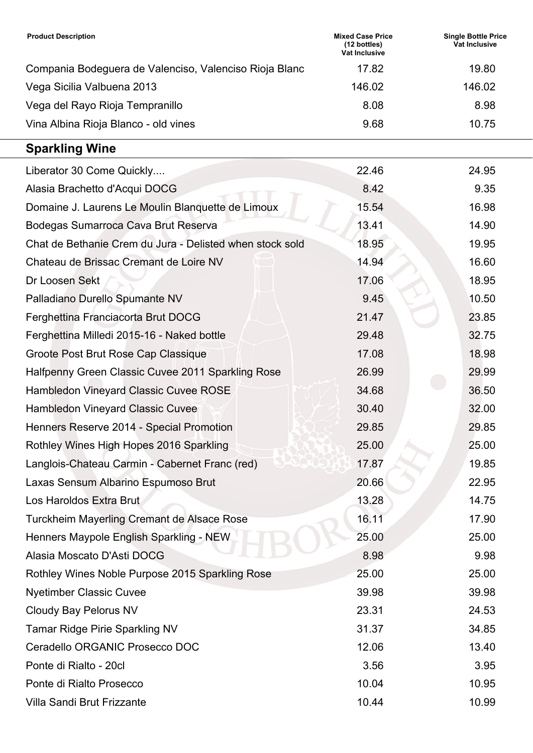| Product Description | Mixed Case Price (12 bottles) Vat Inclusive | Single Bottle Price Vat Inclusive |
|---|---|---|
| Compania Bodeguera de Valenciso, Valenciso Rioja Blanc | 17.82 | 19.80 |
| Vega Sicilia Valbuena 2013 | 146.02 | 146.02 |
| Vega del Rayo Rioja Tempranillo | 8.08 | 8.98 |
| Vina Albina Rioja Blanco - old vines | 9.68 | 10.75 |

## Sparkling Wine

| Product Description | Mixed Case Price (12 bottles) Vat Inclusive | Single Bottle Price Vat Inclusive |
|---|---|---|
| Liberator 30 Come Quickly.... | 22.46 | 24.95 |
| Alasia Brachetto d'Acqui DOCG | 8.42 | 9.35 |
| Domaine J. Laurens Le Moulin Blanquette de Limoux | 15.54 | 16.98 |
| Bodegas Sumarroca Cava Brut Reserva | 13.41 | 14.90 |
| Chat de Bethanie Crem du Jura - Delisted when stock sold | 18.95 | 19.95 |
| Chateau de Brissac Cremant de Loire NV | 14.94 | 16.60 |
| Dr Loosen Sekt | 17.06 | 18.95 |
| Palladiano Durello Spumante NV | 9.45 | 10.50 |
| Ferghettina Franciacorta Brut DOCG | 21.47 | 23.85 |
| Ferghettina Milledi 2015-16 - Naked bottle | 29.48 | 32.75 |
| Groote Post Brut Rose Cap Classique | 17.08 | 18.98 |
| Halfpenny Green Classic Cuvee 2011 Sparkling Rose | 26.99 | 29.99 |
| Hambledon Vineyard Classic Cuvee ROSE | 34.68 | 36.50 |
| Hambledon Vineyard Classic Cuvee | 30.40 | 32.00 |
| Henners Reserve 2014 - Special Promotion | 29.85 | 29.85 |
| Rothley Wines High Hopes 2016 Sparkling | 25.00 | 25.00 |
| Langlois-Chateau Carmin - Cabernet Franc (red) | 17.87 | 19.85 |
| Laxas Sensum Albarino Espumoso Brut | 20.66 | 22.95 |
| Los Haroldos Extra Brut | 13.28 | 14.75 |
| Turckheim Mayerling Cremant de Alsace Rose | 16.11 | 17.90 |
| Henners Maypole English Sparkling - NEW | 25.00 | 25.00 |
| Alasia Moscato D'Asti DOCG | 8.98 | 9.98 |
| Rothley Wines Noble Purpose 2015 Sparkling Rose | 25.00 | 25.00 |
| Nyetimber Classic Cuvee | 39.98 | 39.98 |
| Cloudy Bay Pelorus NV | 23.31 | 24.53 |
| Tamar Ridge Pirie Sparkling NV | 31.37 | 34.85 |
| Ceradello ORGANIC Prosecco DOC | 12.06 | 13.40 |
| Ponte di Rialto - 20cl | 3.56 | 3.95 |
| Ponte di Rialto Prosecco | 10.04 | 10.95 |
| Villa Sandi Brut Frizzante | 10.44 | 10.99 |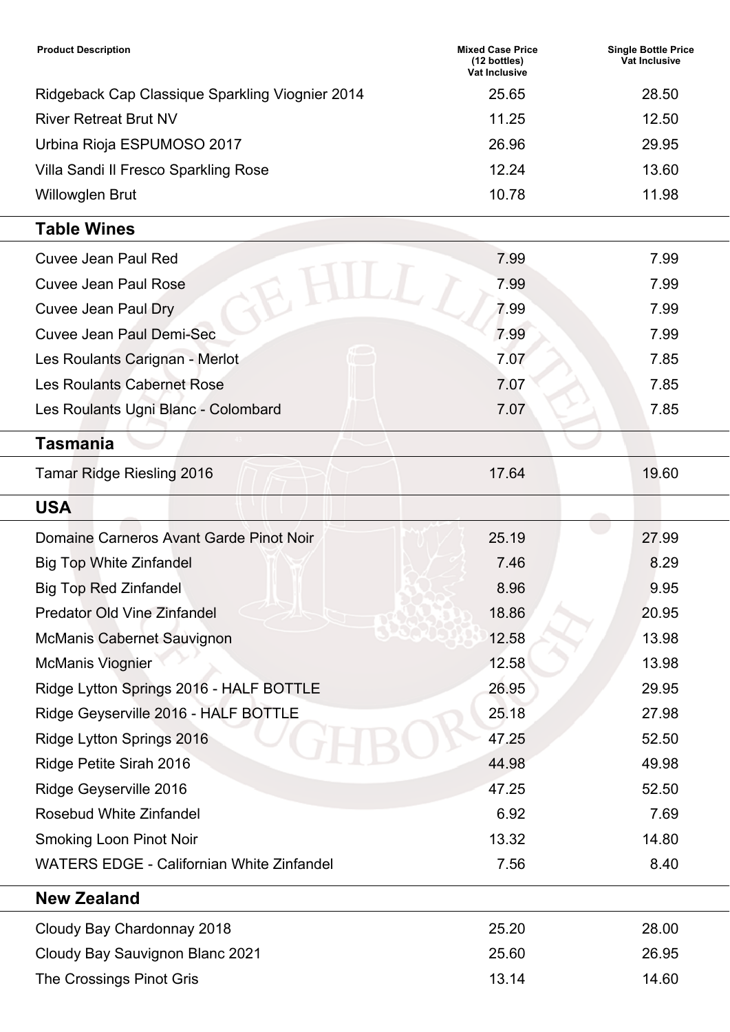| Product Description | Mixed Case Price (12 bottles) Vat Inclusive | Single Bottle Price Vat Inclusive |
|---|---|---|
| Ridgeback Cap Classique Sparkling Viognier 2014 | 25.65 | 28.50 |
| River Retreat Brut NV | 11.25 | 12.50 |
| Urbina Rioja ESPUMOSO 2017 | 26.96 | 29.95 |
| Villa Sandi Il Fresco Sparkling Rose | 12.24 | 13.60 |
| Willowglen Brut | 10.78 | 11.98 |
| **Table Wines** | | |
| Cuvee Jean Paul Red | 7.99 | 7.99 |
| Cuvee Jean Paul Rose | 7.99 | 7.99 |
| Cuvee Jean Paul Dry | 7.99 | 7.99 |
| Cuvee Jean Paul Demi-Sec | 7.99 | 7.99 |
| Les Roulants Carignan - Merlot | 7.07 | 7.85 |
| Les Roulants Cabernet Rose | 7.07 | 7.85 |
| Les Roulants Ugni Blanc - Colombard | 7.07 | 7.85 |
| **Tasmania** | | |
| Tamar Ridge Riesling 2016 | 17.64 | 19.60 |
| **USA** | | |
| Domaine Carneros Avant Garde Pinot Noir | 25.19 | 27.99 |
| Big Top White Zinfandel | 7.46 | 8.29 |
| Big Top Red Zinfandel | 8.96 | 9.95 |
| Predator Old Vine Zinfandel | 18.86 | 20.95 |
| McManis Cabernet Sauvignon | 12.58 | 13.98 |
| McManis Viognier | 12.58 | 13.98 |
| Ridge Lytton Springs 2016 - HALF BOTTLE | 26.95 | 29.95 |
| Ridge Geyserville 2016 - HALF BOTTLE | 25.18 | 27.98 |
| Ridge Lytton Springs 2016 | 47.25 | 52.50 |
| Ridge Petite Sirah 2016 | 44.98 | 49.98 |
| Ridge Geyserville 2016 | 47.25 | 52.50 |
| Rosebud White Zinfandel | 6.92 | 7.69 |
| Smoking Loon Pinot Noir | 13.32 | 14.80 |
| WATERS EDGE - Californian White Zinfandel | 7.56 | 8.40 |
| **New Zealand** | | |
| Cloudy Bay Chardonnay 2018 | 25.20 | 28.00 |
| Cloudy Bay Sauvignon Blanc 2021 | 25.60 | 26.95 |
| The Crossings Pinot Gris | 13.14 | 14.60 |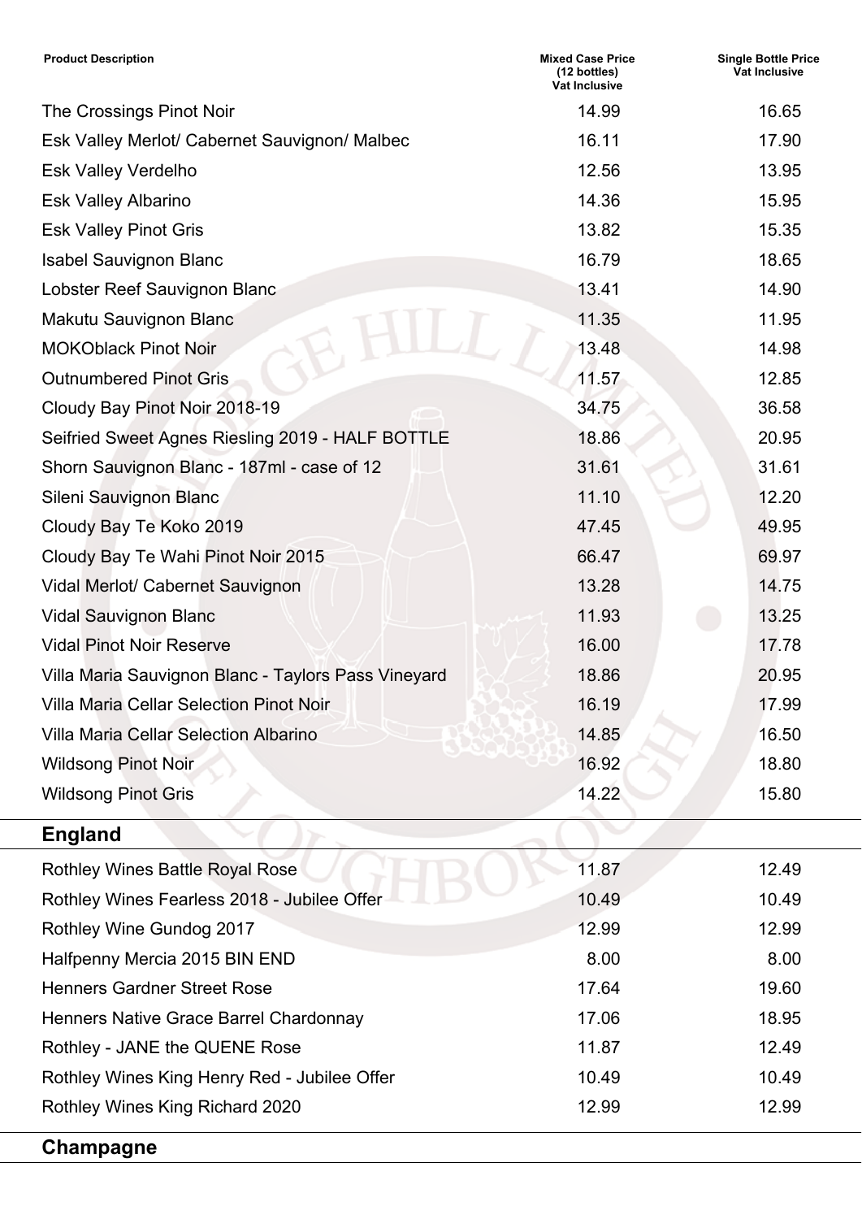| Product Description | Mixed Case Price (12 bottles) Vat Inclusive | Single Bottle Price Vat Inclusive |
|---|---|---|
| The Crossings Pinot Noir | 14.99 | 16.65 |
| Esk Valley Merlot/ Cabernet Sauvignon/ Malbec | 16.11 | 17.90 |
| Esk Valley Verdelho | 12.56 | 13.95 |
| Esk Valley Albarino | 14.36 | 15.95 |
| Esk Valley Pinot Gris | 13.82 | 15.35 |
| Isabel Sauvignon Blanc | 16.79 | 18.65 |
| Lobster Reef Sauvignon Blanc | 13.41 | 14.90 |
| Makutu Sauvignon Blanc | 11.35 | 11.95 |
| MOKOblack Pinot Noir | 13.48 | 14.98 |
| Outnumbered Pinot Gris | 11.57 | 12.85 |
| Cloudy Bay Pinot Noir 2018-19 | 34.75 | 36.58 |
| Seifried Sweet Agnes Riesling 2019 - HALF BOTTLE | 18.86 | 20.95 |
| Shorn Sauvignon Blanc - 187ml - case of 12 | 31.61 | 31.61 |
| Sileni Sauvignon Blanc | 11.10 | 12.20 |
| Cloudy Bay Te Koko 2019 | 47.45 | 49.95 |
| Cloudy Bay Te Wahi Pinot Noir 2015 | 66.47 | 69.97 |
| Vidal Merlot/ Cabernet Sauvignon | 13.28 | 14.75 |
| Vidal Sauvignon Blanc | 11.93 | 13.25 |
| Vidal Pinot Noir Reserve | 16.00 | 17.78 |
| Villa Maria Sauvignon Blanc - Taylors Pass Vineyard | 18.86 | 20.95 |
| Villa Maria Cellar Selection Pinot Noir | 16.19 | 17.99 |
| Villa Maria Cellar Selection Albarino | 14.85 | 16.50 |
| Wildsong Pinot Noir | 16.92 | 18.80 |
| Wildsong Pinot Gris | 14.22 | 15.80 |
| **England** | | |
| Rothley Wines Battle Royal Rose | 11.87 | 12.49 |
| Rothley Wines Fearless 2018 - Jubilee Offer | 10.49 | 10.49 |
| Rothley Wine Gundog 2017 | 12.99 | 12.99 |
| Halfpenny Mercia 2015 BIN END | 8.00 | 8.00 |
| Henners Gardner Street Rose | 17.64 | 19.60 |
| Henners Native Grace Barrel Chardonnay | 17.06 | 18.95 |
| Rothley - JANE the QUENE Rose | 11.87 | 12.49 |
| Rothley Wines King Henry Red - Jubilee Offer | 10.49 | 10.49 |
| Rothley Wines King Richard 2020 | 12.99 | 12.99 |

## Champagne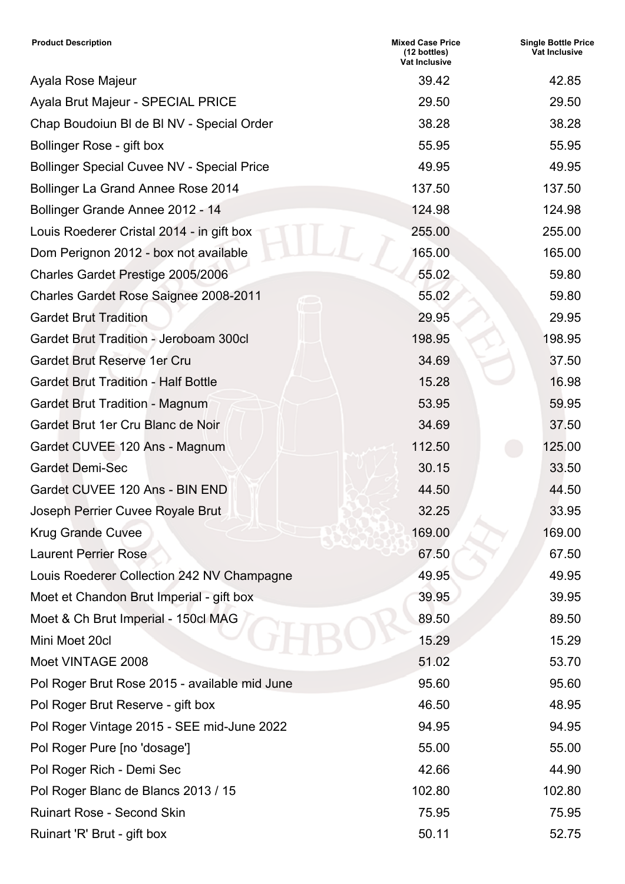| Product Description | Mixed Case Price (12 bottles) Vat Inclusive | Single Bottle Price Vat Inclusive |
|---|---|---|
| Ayala Rose Majeur | 39.42 | 42.85 |
| Ayala Brut Majeur - SPECIAL PRICE | 29.50 | 29.50 |
| Chap Boudoiun Bl de Bl NV - Special Order | 38.28 | 38.28 |
| Bollinger Rose - gift box | 55.95 | 55.95 |
| Bollinger Special Cuvee NV - Special Price | 49.95 | 49.95 |
| Bollinger La Grand Annee Rose 2014 | 137.50 | 137.50 |
| Bollinger Grande Annee 2012 - 14 | 124.98 | 124.98 |
| Louis Roederer Cristal 2014 - in gift box | 255.00 | 255.00 |
| Dom Perignon 2012 - box not available | 165.00 | 165.00 |
| Charles Gardet Prestige 2005/2006 | 55.02 | 59.80 |
| Charles Gardet Rose Saignee 2008-2011 | 55.02 | 59.80 |
| Gardet Brut Tradition | 29.95 | 29.95 |
| Gardet Brut Tradition - Jeroboam 300cl | 198.95 | 198.95 |
| Gardet Brut Reserve 1er Cru | 34.69 | 37.50 |
| Gardet Brut Tradition - Half Bottle | 15.28 | 16.98 |
| Gardet Brut Tradition - Magnum | 53.95 | 59.95 |
| Gardet Brut 1er Cru Blanc de Noir | 34.69 | 37.50 |
| Gardet CUVEE 120 Ans - Magnum | 112.50 | 125.00 |
| Gardet Demi-Sec | 30.15 | 33.50 |
| Gardet CUVEE 120 Ans - BIN END | 44.50 | 44.50 |
| Joseph Perrier Cuvee Royale Brut | 32.25 | 33.95 |
| Krug Grande Cuvee | 169.00 | 169.00 |
| Laurent Perrier Rose | 67.50 | 67.50 |
| Louis Roederer Collection 242 NV Champagne | 49.95 | 49.95 |
| Moet et Chandon Brut Imperial - gift box | 39.95 | 39.95 |
| Moet & Ch Brut Imperial - 150cl MAG | 89.50 | 89.50 |
| Mini Moet 20cl | 15.29 | 15.29 |
| Moet VINTAGE 2008 | 51.02 | 53.70 |
| Pol Roger Brut Rose 2015 - available mid June | 95.60 | 95.60 |
| Pol Roger Brut Reserve - gift box | 46.50 | 48.95 |
| Pol Roger Vintage 2015 - SEE mid-June 2022 | 94.95 | 94.95 |
| Pol Roger Pure [no 'dosage'] | 55.00 | 55.00 |
| Pol Roger Rich - Demi Sec | 42.66 | 44.90 |
| Pol Roger Blanc de Blancs 2013 / 15 | 102.80 | 102.80 |
| Ruinart Rose - Second Skin | 75.95 | 75.95 |
| Ruinart 'R' Brut - gift box | 50.11 | 52.75 |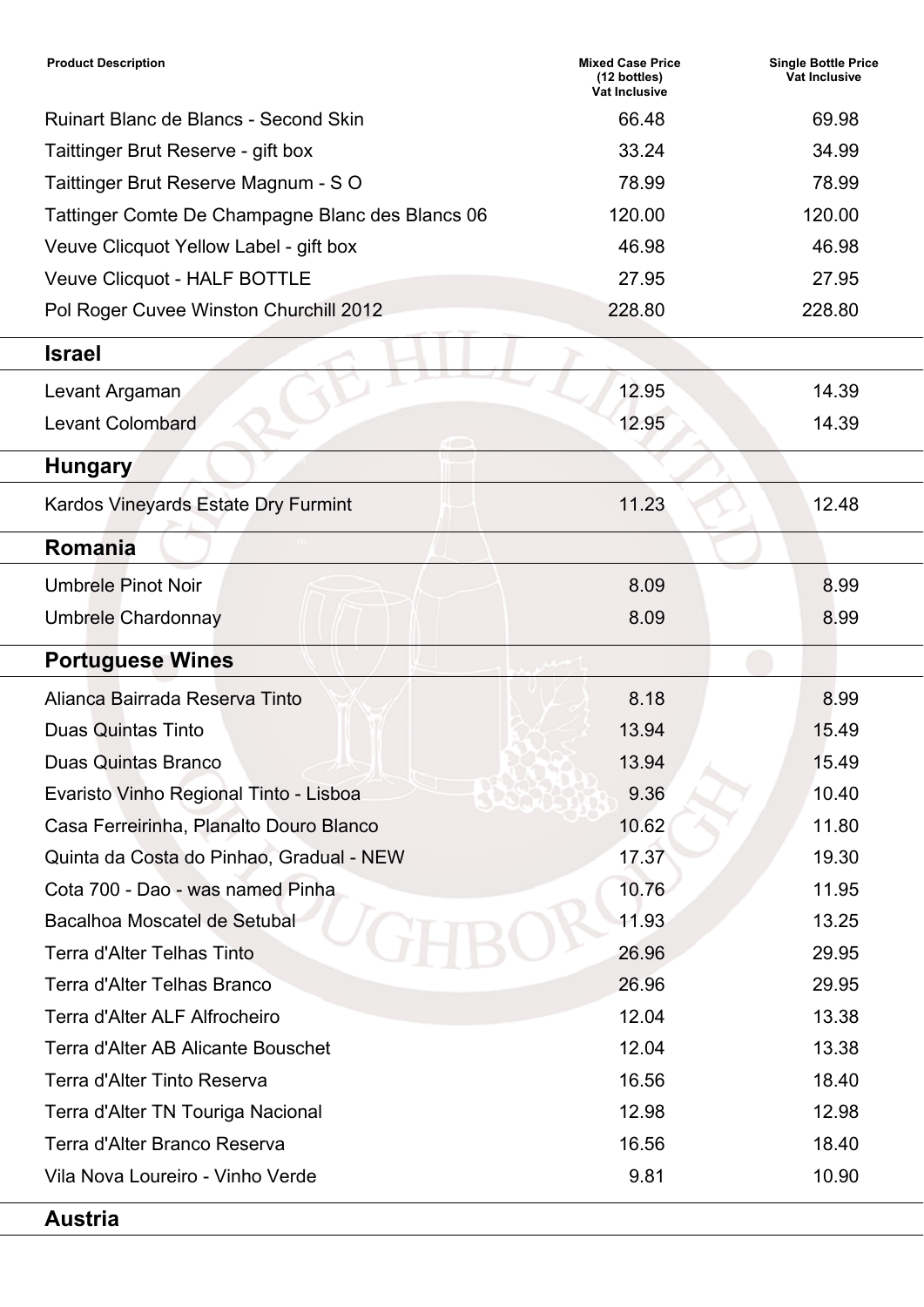| Product Description | Mixed Case Price (12 bottles) Vat Inclusive | Single Bottle Price Vat Inclusive |
| --- | --- | --- |
| Ruinart Blanc de Blancs - Second Skin | 66.48 | 69.98 |
| Taittinger Brut Reserve - gift box | 33.24 | 34.99 |
| Taittinger Brut Reserve Magnum - S O | 78.99 | 78.99 |
| Tattinger Comte De Champagne Blanc des Blancs 06 | 120.00 | 120.00 |
| Veuve Clicquot Yellow Label - gift box | 46.98 | 46.98 |
| Veuve Clicquot - HALF BOTTLE | 27.95 | 27.95 |
| Pol Roger Cuvee Winston Churchill 2012 | 228.80 | 228.80 |
| **Israel** | | |
| Levant Argaman | 12.95 | 14.39 |
| Levant Colombard | 12.95 | 14.39 |
| **Hungary** | | |
| Kardos Vineyards Estate Dry Furmint | 11.23 | 12.48 |
| **Romania** | | |
| Umbrele Pinot Noir | 8.09 | 8.99 |
| Umbrele Chardonnay | 8.09 | 8.99 |
| **Portuguese Wines** | | |
| Alianca Bairrada Reserva Tinto | 8.18 | 8.99 |
| Duas Quintas Tinto | 13.94 | 15.49 |
| Duas Quintas Branco | 13.94 | 15.49 |
| Evaristo Vinho Regional Tinto - Lisboa | 9.36 | 10.40 |
| Casa Ferreirinha, Planalto Douro Blanco | 10.62 | 11.80 |
| Quinta da Costa do Pinhao, Gradual - NEW | 17.37 | 19.30 |
| Cota 700 - Dao - was named Pinha | 10.76 | 11.95 |
| Bacalhoa Moscatel de Setubal | 11.93 | 13.25 |
| Terra d'Alter Telhas Tinto | 26.96 | 29.95 |
| Terra d'Alter Telhas Branco | 26.96 | 29.95 |
| Terra d'Alter ALF Alfrocheiro | 12.04 | 13.38 |
| Terra d'Alter AB Alicante Bouschet | 12.04 | 13.38 |
| Terra d'Alter Tinto Reserva | 16.56 | 18.40 |
| Terra d'Alter TN Touriga Nacional | 12.98 | 12.98 |
| Terra d'Alter Branco Reserva | 16.56 | 18.40 |
| Vila Nova Loureiro - Vinho Verde | 9.81 | 10.90 |
| **Austria** | | |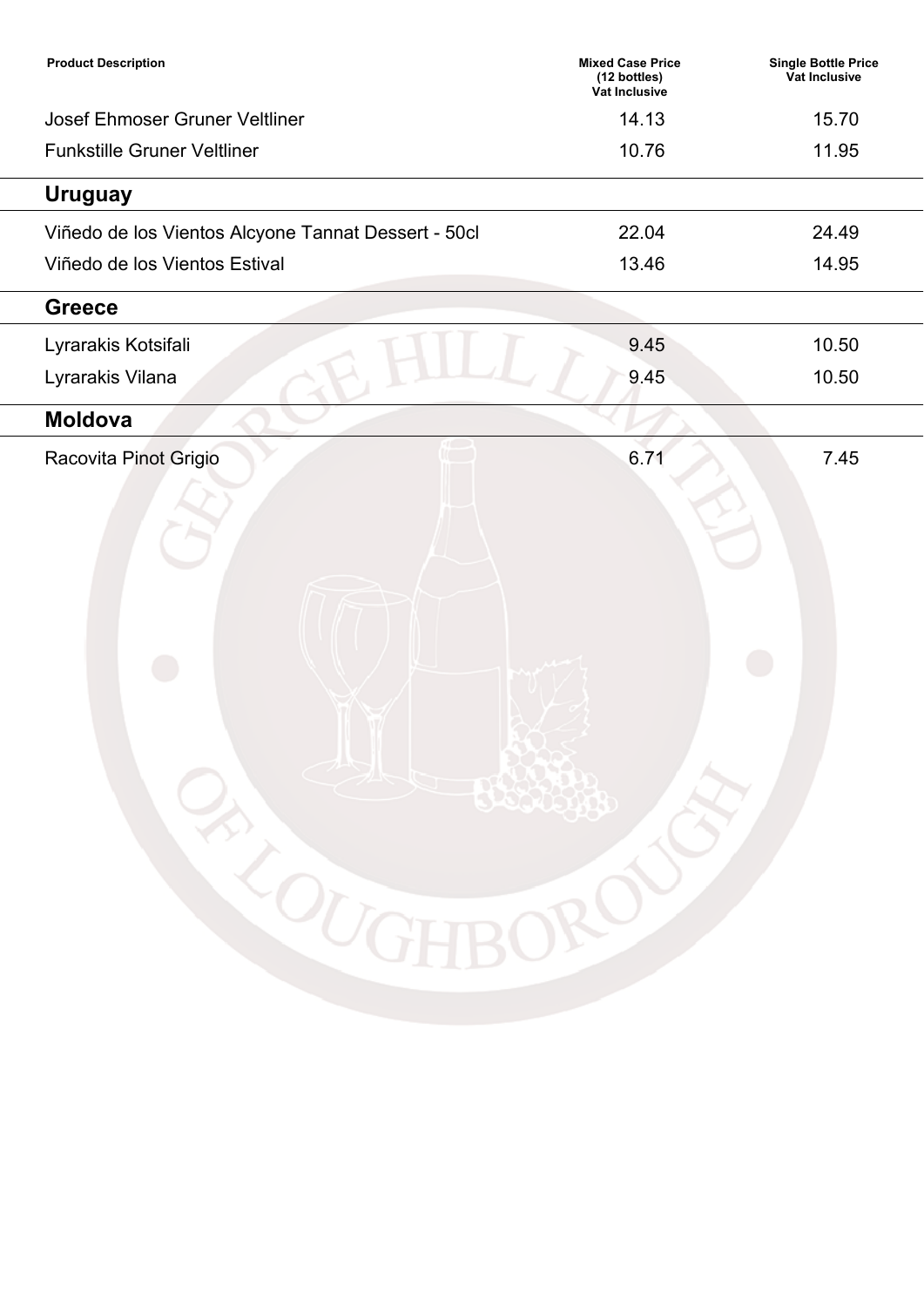| Product Description | Mixed Case Price (12 bottles) Vat Inclusive | Single Bottle Price Vat Inclusive |
|---|---|---|
| Josef Ehmoser Gruner Veltliner | 14.13 | 15.70 |
| Funkstille Gruner Veltliner | 10.76 | 11.95 |
| **Uruguay** | | |
| Viñedo de los Vientos Alcyone Tannat Dessert - 50cl | 22.04 | 24.49 |
| Viñedo de los Vientos Estival | 13.46 | 14.95 |
| **Greece** | | |
| Lyrarakis Kotsifali | 9.45 | 10.50 |
| Lyrarakis Vilana | 9.45 | 10.50 |
| **Moldova** | | |
| Racovita Pinot Grigio | 6.71 | 7.45 |